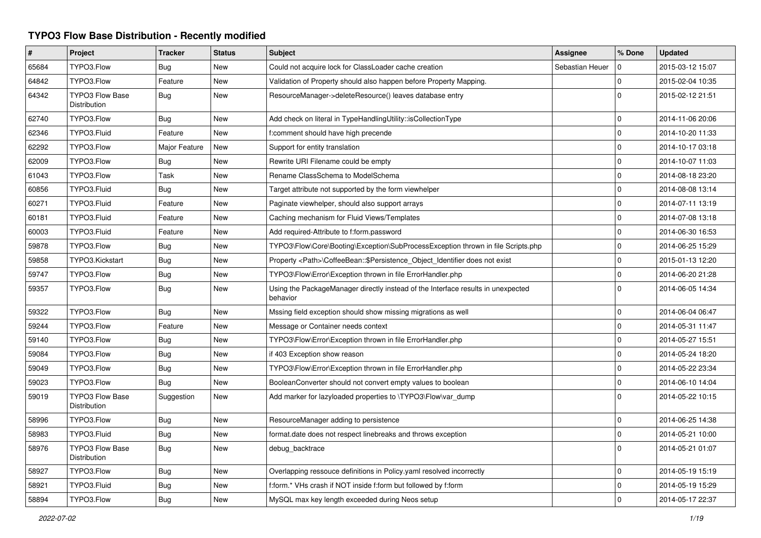# TYPO3 Flow Base Distribution - Recently modified

| # | Project | Tracker | Status | Subject | Assignee | % Done | Updated |
|---|---|---|---|---|---|---|---|
| 65684 | TYPO3.Flow | Bug | New | Could not acquire lock for ClassLoader cache creation | Sebastian Heuer | 0 | 2015-03-12 15:07 |
| 64842 | TYPO3.Flow | Feature | New | Validation of Property should also happen before Property Mapping. | | 0 | 2015-02-04 10:35 |
| 64342 | TYPO3 Flow Base Distribution | Bug | New | ResourceManager->deleteResource() leaves database entry | | 0 | 2015-02-12 21:51 |
| 62740 | TYPO3.Flow | Bug | New | Add check on literal in TypeHandlingUtility::isCollectionType | | 0 | 2014-11-06 20:06 |
| 62346 | TYPO3.Fluid | Feature | New | f:comment should have high precende | | 0 | 2014-10-20 11:33 |
| 62292 | TYPO3.Flow | Major Feature | New | Support for entity translation | | 0 | 2014-10-17 03:18 |
| 62009 | TYPO3.Flow | Bug | New | Rewrite URI Filename could be empty | | 0 | 2014-10-07 11:03 |
| 61043 | TYPO3.Flow | Task | New | Rename ClassSchema to ModelSchema | | 0 | 2014-08-18 23:20 |
| 60856 | TYPO3.Fluid | Bug | New | Target attribute not supported by the form viewhelper | | 0 | 2014-08-08 13:14 |
| 60271 | TYPO3.Fluid | Feature | New | Paginate viewhelper, should also support arrays | | 0 | 2014-07-11 13:19 |
| 60181 | TYPO3.Fluid | Feature | New | Caching mechanism for Fluid Views/Templates | | 0 | 2014-07-08 13:18 |
| 60003 | TYPO3.Fluid | Feature | New | Add required-Attribute to f:form.password | | 0 | 2014-06-30 16:53 |
| 59878 | TYPO3.Flow | Bug | New | TYPO3\Flow\Core\Booting\Exception\SubProcessException thrown in file Scripts.php | | 0 | 2014-06-25 15:29 |
| 59858 | TYPO3.Kickstart | Bug | New | Property <Path>\CoffeeBean::$Persistence_Object_Identifier does not exist | | 0 | 2015-01-13 12:20 |
| 59747 | TYPO3.Flow | Bug | New | TYPO3\Flow\Error\Exception thrown in file ErrorHandler.php | | 0 | 2014-06-20 21:28 |
| 59357 | TYPO3.Flow | Bug | New | Using the PackageManager directly instead of the Interface results in unexpected behavior | | 0 | 2014-06-05 14:34 |
| 59322 | TYPO3.Flow | Bug | New | Mssing field exception should show missing migrations as well | | 0 | 2014-06-04 06:47 |
| 59244 | TYPO3.Flow | Feature | New | Message or Container needs context | | 0 | 2014-05-31 11:47 |
| 59140 | TYPO3.Flow | Bug | New | TYPO3\Flow\Error\Exception thrown in file ErrorHandler.php | | 0 | 2014-05-27 15:51 |
| 59084 | TYPO3.Flow | Bug | New | if 403 Exception show reason | | 0 | 2014-05-24 18:20 |
| 59049 | TYPO3.Flow | Bug | New | TYPO3\Flow\Error\Exception thrown in file ErrorHandler.php | | 0 | 2014-05-22 23:34 |
| 59023 | TYPO3.Flow | Bug | New | BooleanConverter should not convert empty values to boolean | | 0 | 2014-06-10 14:04 |
| 59019 | TYPO3 Flow Base Distribution | Suggestion | New | Add marker for lazyloaded properties to \TYPO3\Flow\var_dump | | 0 | 2014-05-22 10:15 |
| 58996 | TYPO3.Flow | Bug | New | ResourceManager adding to persistence | | 0 | 2014-06-25 14:38 |
| 58983 | TYPO3.Fluid | Bug | New | format.date does not respect linebreaks and throws exception | | 0 | 2014-05-21 10:00 |
| 58976 | TYPO3 Flow Base Distribution | Bug | New | debug_backtrace | | 0 | 2014-05-21 01:07 |
| 58927 | TYPO3.Flow | Bug | New | Overlapping ressouce definitions in Policy.yaml resolved incorrectly | | 0 | 2014-05-19 15:19 |
| 58921 | TYPO3.Fluid | Bug | New | f:form.* VHs crash if NOT inside f:form but followed by f:form | | 0 | 2014-05-19 15:29 |
| 58894 | TYPO3.Flow | Bug | New | MySQL max key length exceeded during Neos setup | | 0 | 2014-05-17 22:37 |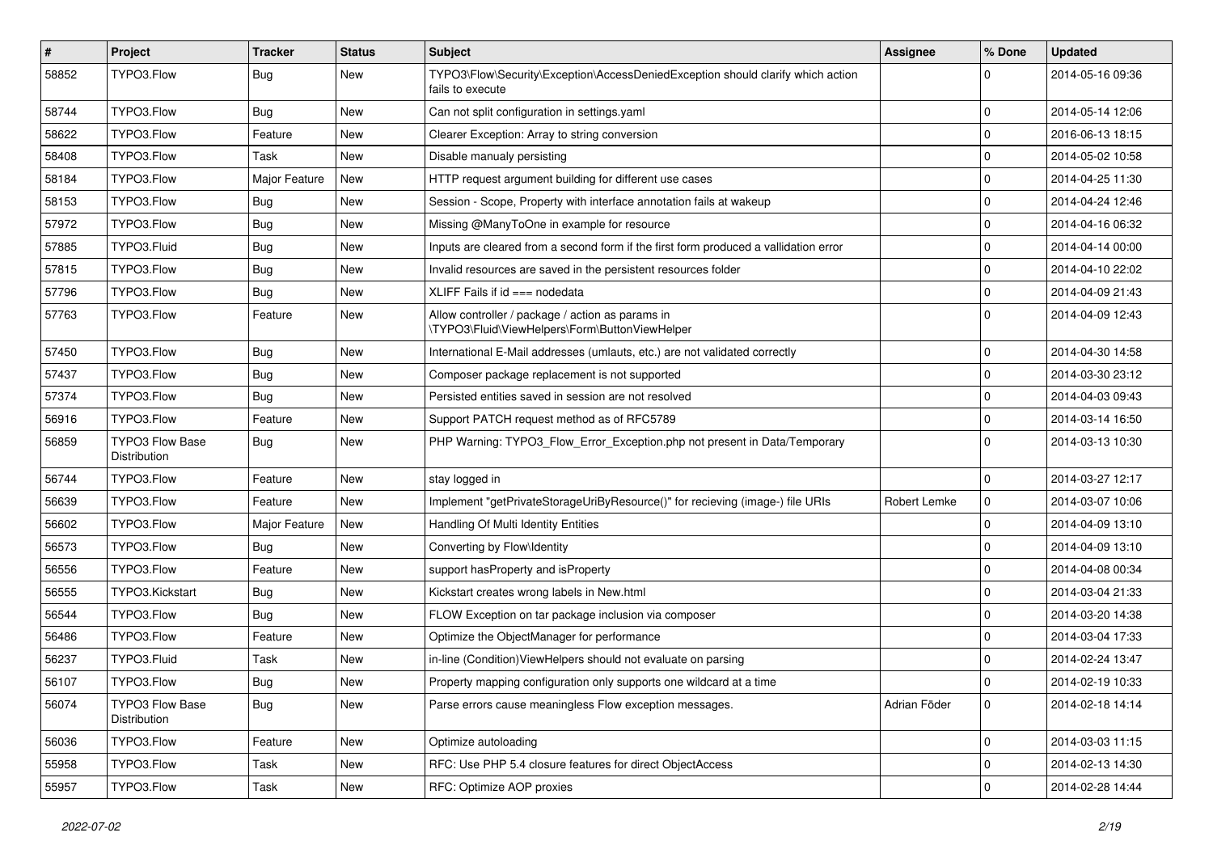| # | Project | Tracker | Status | Subject | Assignee | % Done | Updated |
|---|---|---|---|---|---|---|---|
| 58852 | TYPO3.Flow | Bug | New | TYPO3\Flow\Security\Exception\AccessDeniedException should clarify which action fails to execute | | 0 | 2014-05-16 09:36 |
| 58744 | TYPO3.Flow | Bug | New | Can not split configuration in settings.yaml | | 0 | 2014-05-14 12:06 |
| 58622 | TYPO3.Flow | Feature | New | Clearer Exception: Array to string conversion | | 0 | 2016-06-13 18:15 |
| 58408 | TYPO3.Flow | Task | New | Disable manualy persisting | | 0 | 2014-05-02 10:58 |
| 58184 | TYPO3.Flow | Major Feature | New | HTTP request argument building for different use cases | | 0 | 2014-04-25 11:30 |
| 58153 | TYPO3.Flow | Bug | New | Session - Scope, Property with interface annotation fails at wakeup | | 0 | 2014-04-24 12:46 |
| 57972 | TYPO3.Flow | Bug | New | Missing @ManyToOne in example for resource | | 0 | 2014-04-16 06:32 |
| 57885 | TYPO3.Fluid | Bug | New | Inputs are cleared from a second form if the first form produced a vallidation error | | 0 | 2014-04-14 00:00 |
| 57815 | TYPO3.Flow | Bug | New | Invalid resources are saved in the persistent resources folder | | 0 | 2014-04-10 22:02 |
| 57796 | TYPO3.Flow | Bug | New | XLIFF Fails if id === nodedata | | 0 | 2014-04-09 21:43 |
| 57763 | TYPO3.Flow | Feature | New | Allow controller / package / action as params in \TYPO3\Fluid\ViewHelpers\Form\ButtonViewHelper | | 0 | 2014-04-09 12:43 |
| 57450 | TYPO3.Flow | Bug | New | International E-Mail addresses (umlauts, etc.) are not validated correctly | | 0 | 2014-04-30 14:58 |
| 57437 | TYPO3.Flow | Bug | New | Composer package replacement is not supported | | 0 | 2014-03-30 23:12 |
| 57374 | TYPO3.Flow | Bug | New | Persisted entities saved in session are not resolved | | 0 | 2014-04-03 09:43 |
| 56916 | TYPO3.Flow | Feature | New | Support PATCH request method as of RFC5789 | | 0 | 2014-03-14 16:50 |
| 56859 | TYPO3 Flow Base Distribution | Bug | New | PHP Warning: TYPO3_Flow_Error_Exception.php not present in Data/Temporary | | 0 | 2014-03-13 10:30 |
| 56744 | TYPO3.Flow | Feature | New | stay logged in | | 0 | 2014-03-27 12:17 |
| 56639 | TYPO3.Flow | Feature | New | Implement "getPrivateStorageUriByResource()" for recieving (image-) file URIs | Robert Lemke | 0 | 2014-03-07 10:06 |
| 56602 | TYPO3.Flow | Major Feature | New | Handling Of Multi Identity Entities | | 0 | 2014-04-09 13:10 |
| 56573 | TYPO3.Flow | Bug | New | Converting by Flow\Identity | | 0 | 2014-04-09 13:10 |
| 56556 | TYPO3.Flow | Feature | New | support hasProperty and isProperty | | 0 | 2014-04-08 00:34 |
| 56555 | TYPO3.Kickstart | Bug | New | Kickstart creates wrong labels in New.html | | 0 | 2014-03-04 21:33 |
| 56544 | TYPO3.Flow | Bug | New | FLOW Exception on tar package inclusion via composer | | 0 | 2014-03-20 14:38 |
| 56486 | TYPO3.Flow | Feature | New | Optimize the ObjectManager for performance | | 0 | 2014-03-04 17:33 |
| 56237 | TYPO3.Fluid | Task | New | in-line (Condition)ViewHelpers should not evaluate on parsing | | 0 | 2014-02-24 13:47 |
| 56107 | TYPO3.Flow | Bug | New | Property mapping configuration only supports one wildcard at a time | | 0 | 2014-02-19 10:33 |
| 56074 | TYPO3 Flow Base Distribution | Bug | New | Parse errors cause meaningless Flow exception messages. | Adrian Föder | 0 | 2014-02-18 14:14 |
| 56036 | TYPO3.Flow | Feature | New | Optimize autoloading | | 0 | 2014-03-03 11:15 |
| 55958 | TYPO3.Flow | Task | New | RFC: Use PHP 5.4 closure features for direct ObjectAccess | | 0 | 2014-02-13 14:30 |
| 55957 | TYPO3.Flow | Task | New | RFC: Optimize AOP proxies | | 0 | 2014-02-28 14:44 |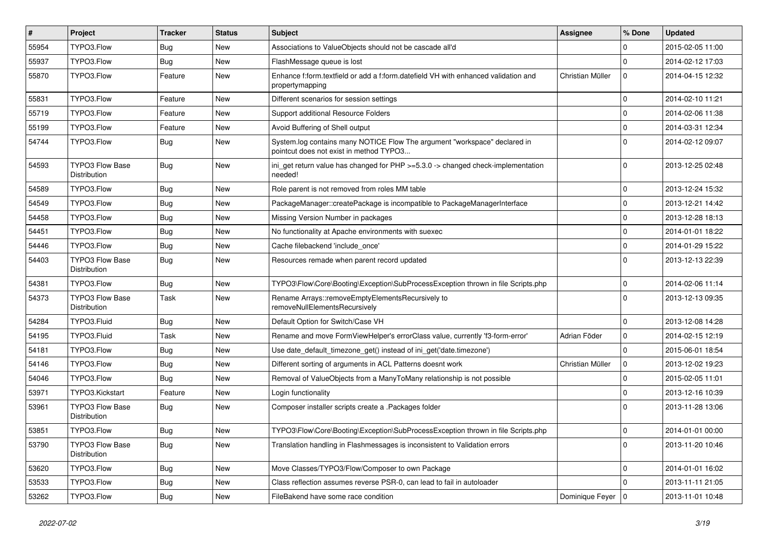| # | Project | Tracker | Status | Subject | Assignee | % Done | Updated |
|---|---|---|---|---|---|---|---|
| 55954 | TYPO3.Flow | Bug | New | Associations to ValueObjects should not be cascade all'd | | 0 | 2015-02-05 11:00 |
| 55937 | TYPO3.Flow | Bug | New | FlashMessage queue is lost | | 0 | 2014-02-12 17:03 |
| 55870 | TYPO3.Flow | Feature | New | Enhance f:form.textfield or add a f:form.datefield VH with enhanced validation and propertymapping | Christian Müller | 0 | 2014-04-15 12:32 |
| 55831 | TYPO3.Flow | Feature | New | Different scenarios for session settings | | 0 | 2014-02-10 11:21 |
| 55719 | TYPO3.Flow | Feature | New | Support additional Resource Folders | | 0 | 2014-02-06 11:38 |
| 55199 | TYPO3.Flow | Feature | New | Avoid Buffering of Shell output | | 0 | 2014-03-31 12:34 |
| 54744 | TYPO3.Flow | Bug | New | System.log contains many NOTICE Flow The argument "workspace" declared in pointcut does not exist in method TYPO3... | | 0 | 2014-02-12 09:07 |
| 54593 | TYPO3 Flow Base Distribution | Bug | New | ini_get return value has changed for PHP >=5.3.0 -> changed check-implementation needed! | | 0 | 2013-12-25 02:48 |
| 54589 | TYPO3.Flow | Bug | New | Role parent is not removed from roles MM table | | 0 | 2013-12-24 15:32 |
| 54549 | TYPO3.Flow | Bug | New | PackageManager::createPackage is incompatible to PackageManagerInterface | | 0 | 2013-12-21 14:42 |
| 54458 | TYPO3.Flow | Bug | New | Missing Version Number in packages | | 0 | 2013-12-28 18:13 |
| 54451 | TYPO3.Flow | Bug | New | No functionality at Apache environments with suexec | | 0 | 2014-01-01 18:22 |
| 54446 | TYPO3.Flow | Bug | New | Cache filebackend 'include_once' | | 0 | 2014-01-29 15:22 |
| 54403 | TYPO3 Flow Base Distribution | Bug | New | Resources remade when parent record updated | | 0 | 2013-12-13 22:39 |
| 54381 | TYPO3.Flow | Bug | New | TYPO3\Flow\Core\Booting\Exception\SubProcessException thrown in file Scripts.php | | 0 | 2014-02-06 11:14 |
| 54373 | TYPO3 Flow Base Distribution | Task | New | Rename Arrays::removeEmptyElementsRecursively to removeNullElementsRecursively | | 0 | 2013-12-13 09:35 |
| 54284 | TYPO3.Fluid | Bug | New | Default Option for Switch/Case VH | | 0 | 2013-12-08 14:28 |
| 54195 | TYPO3.Fluid | Task | New | Rename and move FormViewHelper's errorClass value, currently 'f3-form-error' | Adrian Föder | 0 | 2014-02-15 12:19 |
| 54181 | TYPO3.Flow | Bug | New | Use date_default_timezone_get() instead of ini_get('date.timezone') | | 0 | 2015-06-01 18:54 |
| 54146 | TYPO3.Flow | Bug | New | Different sorting of arguments in ACL Patterns doesnt work | Christian Müller | 0 | 2013-12-02 19:23 |
| 54046 | TYPO3.Flow | Bug | New | Removal of ValueObjects from a ManyToMany relationship is not possible | | 0 | 2015-02-05 11:01 |
| 53971 | TYPO3.Kickstart | Feature | New | Login functionality | | 0 | 2013-12-16 10:39 |
| 53961 | TYPO3 Flow Base Distribution | Bug | New | Composer installer scripts create a .Packages folder | | 0 | 2013-11-28 13:06 |
| 53851 | TYPO3.Flow | Bug | New | TYPO3\Flow\Core\Booting\Exception\SubProcessException thrown in file Scripts.php | | 0 | 2014-01-01 00:00 |
| 53790 | TYPO3 Flow Base Distribution | Bug | New | Translation handling in Flashmessages is inconsistent to Validation errors | | 0 | 2013-11-20 10:46 |
| 53620 | TYPO3.Flow | Bug | New | Move Classes/TYPO3/Flow/Composer to own Package | | 0 | 2014-01-01 16:02 |
| 53533 | TYPO3.Flow | Bug | New | Class reflection assumes reverse PSR-0, can lead to fail in autoloader | | 0 | 2013-11-11 21:05 |
| 53262 | TYPO3.Flow | Bug | New | FileBakend have some race condition | Dominique Feyer | 0 | 2013-11-01 10:48 |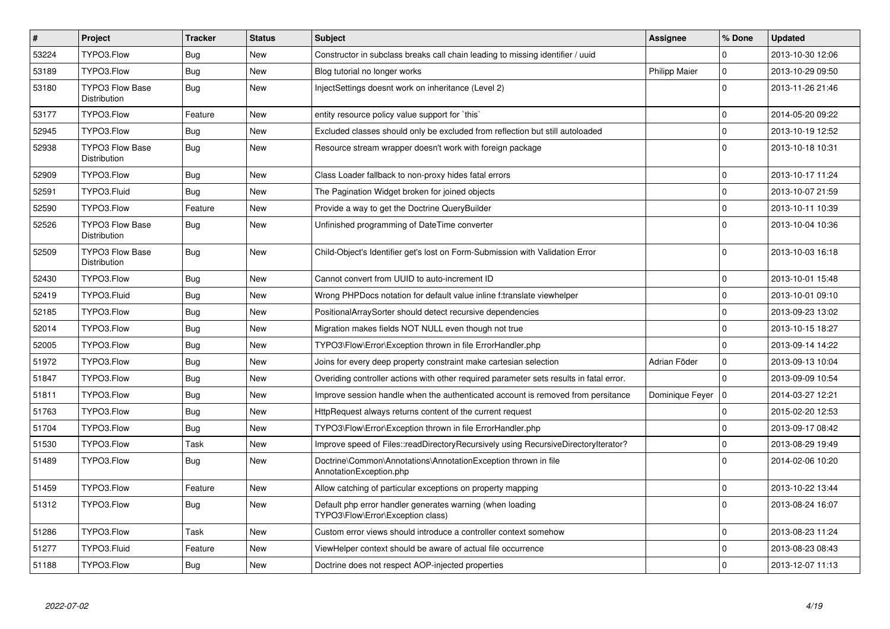| # | Project | Tracker | Status | Subject | Assignee | % Done | Updated |
|---|---|---|---|---|---|---|---|
| 53224 | TYPO3.Flow | Bug | New | Constructor in subclass breaks call chain leading to missing identifier / uuid | | 0 | 2013-10-30 12:06 |
| 53189 | TYPO3.Flow | Bug | New | Blog tutorial no longer works | Philipp Maier | 0 | 2013-10-29 09:50 |
| 53180 | TYPO3 Flow Base Distribution | Bug | New | InjectSettings doesnt work on inheritance (Level 2) | | 0 | 2013-11-26 21:46 |
| 53177 | TYPO3.Flow | Feature | New | entity resource policy value support for `this` | | 0 | 2014-05-20 09:22 |
| 52945 | TYPO3.Flow | Bug | New | Excluded classes should only be excluded from reflection but still autoloaded | | 0 | 2013-10-19 12:52 |
| 52938 | TYPO3 Flow Base Distribution | Bug | New | Resource stream wrapper doesn't work with foreign package | | 0 | 2013-10-18 10:31 |
| 52909 | TYPO3.Flow | Bug | New | Class Loader fallback to non-proxy hides fatal errors | | 0 | 2013-10-17 11:24 |
| 52591 | TYPO3.Fluid | Bug | New | The Pagination Widget broken for joined objects | | 0 | 2013-10-07 21:59 |
| 52590 | TYPO3.Flow | Feature | New | Provide a way to get the Doctrine QueryBuilder | | 0 | 2013-10-11 10:39 |
| 52526 | TYPO3 Flow Base Distribution | Bug | New | Unfinished programming of DateTime converter | | 0 | 2013-10-04 10:36 |
| 52509 | TYPO3 Flow Base Distribution | Bug | New | Child-Object's Identifier get's lost on Form-Submission with Validation Error | | 0 | 2013-10-03 16:18 |
| 52430 | TYPO3.Flow | Bug | New | Cannot convert from UUID to auto-increment ID | | 0 | 2013-10-01 15:48 |
| 52419 | TYPO3.Fluid | Bug | New | Wrong PHPDocs notation for default value inline f:translate viewhelper | | 0 | 2013-10-01 09:10 |
| 52185 | TYPO3.Flow | Bug | New | PositionalArraySorter should detect recursive dependencies | | 0 | 2013-09-23 13:02 |
| 52014 | TYPO3.Flow | Bug | New | Migration makes fields NOT NULL even though not true | | 0 | 2013-10-15 18:27 |
| 52005 | TYPO3.Flow | Bug | New | TYPO3\Flow\Error\Exception thrown in file ErrorHandler.php | | 0 | 2013-09-14 14:22 |
| 51972 | TYPO3.Flow | Bug | New | Joins for every deep property constraint make cartesian selection | Adrian Föder | 0 | 2013-09-13 10:04 |
| 51847 | TYPO3.Flow | Bug | New | Overiding controller actions with other required parameter sets results in fatal error. | | 0 | 2013-09-09 10:54 |
| 51811 | TYPO3.Flow | Bug | New | Improve session handle when the authenticated account is removed from persitance | Dominique Feyer | 0 | 2014-03-27 12:21 |
| 51763 | TYPO3.Flow | Bug | New | HttpRequest always returns content of the current request | | 0 | 2015-02-20 12:53 |
| 51704 | TYPO3.Flow | Bug | New | TYPO3\Flow\Error\Exception thrown in file ErrorHandler.php | | 0 | 2013-09-17 08:42 |
| 51530 | TYPO3.Flow | Task | New | Improve speed of Files::readDirectoryRecursively using RecursiveDirectoryIterator? | | 0 | 2013-08-29 19:49 |
| 51489 | TYPO3.Flow | Bug | New | Doctrine\Common\Annotations\AnnotationException thrown in file AnnotationException.php | | 0 | 2014-02-06 10:20 |
| 51459 | TYPO3.Flow | Feature | New | Allow catching of particular exceptions on property mapping | | 0 | 2013-10-22 13:44 |
| 51312 | TYPO3.Flow | Bug | New | Default php error handler generates warning (when loading TYPO3\Flow\Error\Exception class) | | 0 | 2013-08-24 16:07 |
| 51286 | TYPO3.Flow | Task | New | Custom error views should introduce a controller context somehow | | 0 | 2013-08-23 11:24 |
| 51277 | TYPO3.Fluid | Feature | New | ViewHelper context should be aware of actual file occurrence | | 0 | 2013-08-23 08:43 |
| 51188 | TYPO3.Flow | Bug | New | Doctrine does not respect AOP-injected properties | | 0 | 2013-12-07 11:13 |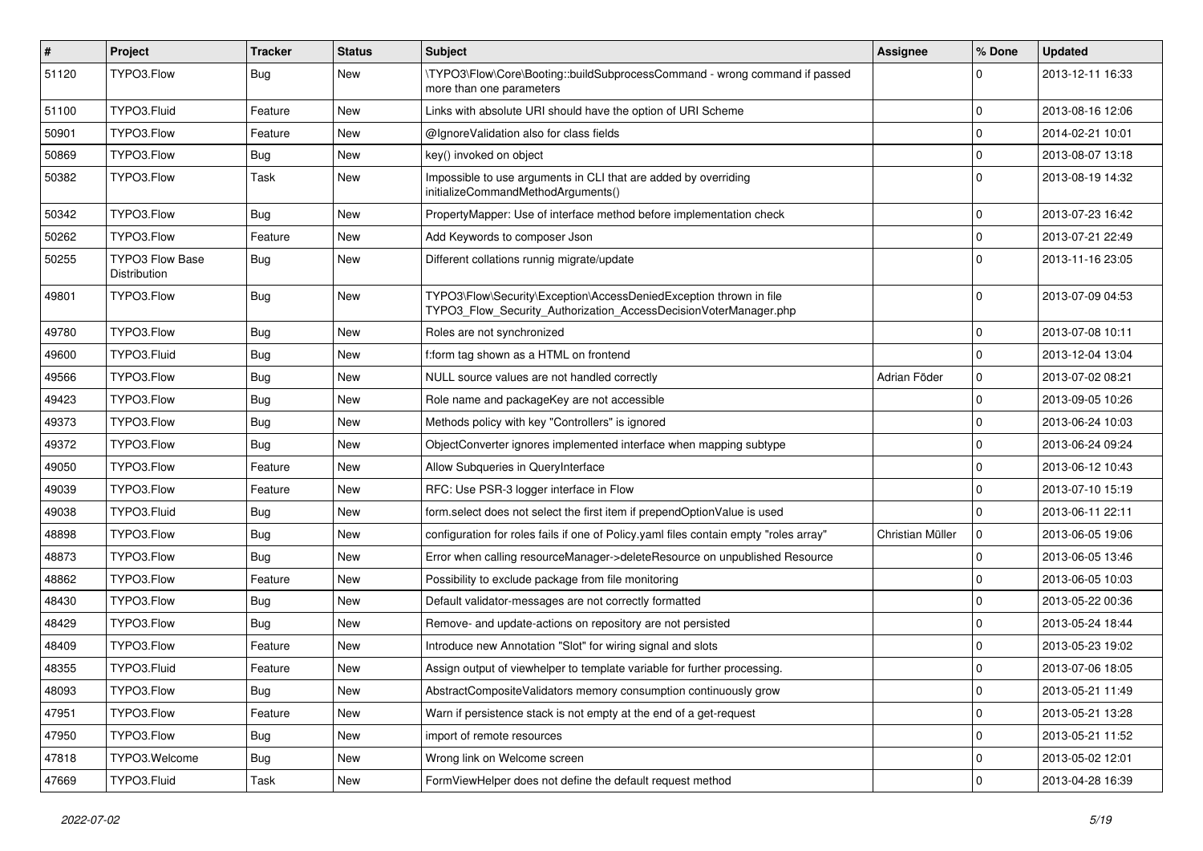| # | Project | Tracker | Status | Subject | Assignee | % Done | Updated |
|---|---|---|---|---|---|---|---|
| 51120 | TYPO3.Flow | Bug | New | \TYPO3\Flow\Core\Booting::buildSubprocessCommand - wrong command if passed more than one parameters | | 0 | 2013-12-11 16:33 |
| 51100 | TYPO3.Fluid | Feature | New | Links with absolute URI should have the option of URI Scheme | | 0 | 2013-08-16 12:06 |
| 50901 | TYPO3.Flow | Feature | New | @IgnoreValidation also for class fields | | 0 | 2014-02-21 10:01 |
| 50869 | TYPO3.Flow | Bug | New | key() invoked on object | | 0 | 2013-08-07 13:18 |
| 50382 | TYPO3.Flow | Task | New | Impossible to use arguments in CLI that are added by overriding initializeCommandMethodArguments() | | 0 | 2013-08-19 14:32 |
| 50342 | TYPO3.Flow | Bug | New | PropertyMapper: Use of interface method before implementation check | | 0 | 2013-07-23 16:42 |
| 50262 | TYPO3.Flow | Feature | New | Add Keywords to composer Json | | 0 | 2013-07-21 22:49 |
| 50255 | TYPO3 Flow Base Distribution | Bug | New | Different collations runnig migrate/update | | 0 | 2013-11-16 23:05 |
| 49801 | TYPO3.Flow | Bug | New | TYPO3\Flow\Security\Exception\AccessDeniedException thrown in file TYPO3_Flow_Security_Authorization_AccessDecisionVoterManager.php | | 0 | 2013-07-09 04:53 |
| 49780 | TYPO3.Flow | Bug | New | Roles are not synchronized | | 0 | 2013-07-08 10:11 |
| 49600 | TYPO3.Fluid | Bug | New | f:form tag shown as a HTML on frontend | | 0 | 2013-12-04 13:04 |
| 49566 | TYPO3.Flow | Bug | New | NULL source values are not handled correctly | Adrian Föder | 0 | 2013-07-02 08:21 |
| 49423 | TYPO3.Flow | Bug | New | Role name and packageKey are not accessible | | 0 | 2013-09-05 10:26 |
| 49373 | TYPO3.Flow | Bug | New | Methods policy with key "Controllers" is ignored | | 0 | 2013-06-24 10:03 |
| 49372 | TYPO3.Flow | Bug | New | ObjectConverter ignores implemented interface when mapping subtype | | 0 | 2013-06-24 09:24 |
| 49050 | TYPO3.Flow | Feature | New | Allow Subqueries in QueryInterface | | 0 | 2013-06-12 10:43 |
| 49039 | TYPO3.Flow | Feature | New | RFC: Use PSR-3 logger interface in Flow | | 0 | 2013-07-10 15:19 |
| 49038 | TYPO3.Fluid | Bug | New | form.select does not select the first item if prependOptionValue is used | | 0 | 2013-06-11 22:11 |
| 48898 | TYPO3.Flow | Bug | New | configuration for roles fails if one of Policy.yaml files contain empty "roles array" | Christian Müller | 0 | 2013-06-05 19:06 |
| 48873 | TYPO3.Flow | Bug | New | Error when calling resourceManager->deleteResource on unpublished Resource | | 0 | 2013-06-05 13:46 |
| 48862 | TYPO3.Flow | Feature | New | Possibility to exclude package from file monitoring | | 0 | 2013-06-05 10:03 |
| 48430 | TYPO3.Flow | Bug | New | Default validator-messages are not correctly formatted | | 0 | 2013-05-22 00:36 |
| 48429 | TYPO3.Flow | Bug | New | Remove- and update-actions on repository are not persisted | | 0 | 2013-05-24 18:44 |
| 48409 | TYPO3.Flow | Feature | New | Introduce new Annotation "Slot" for wiring signal and slots | | 0 | 2013-05-23 19:02 |
| 48355 | TYPO3.Fluid | Feature | New | Assign output of viewhelper to template variable for further processing. | | 0 | 2013-07-06 18:05 |
| 48093 | TYPO3.Flow | Bug | New | AbstractCompositeValidators memory consumption continuously grow | | 0 | 2013-05-21 11:49 |
| 47951 | TYPO3.Flow | Feature | New | Warn if persistence stack is not empty at the end of a get-request | | 0 | 2013-05-21 13:28 |
| 47950 | TYPO3.Flow | Bug | New | import of remote resources | | 0 | 2013-05-21 11:52 |
| 47818 | TYPO3.Welcome | Bug | New | Wrong link on Welcome screen | | 0 | 2013-05-02 12:01 |
| 47669 | TYPO3.Fluid | Task | New | FormViewHelper does not define the default request method | | 0 | 2013-04-28 16:39 |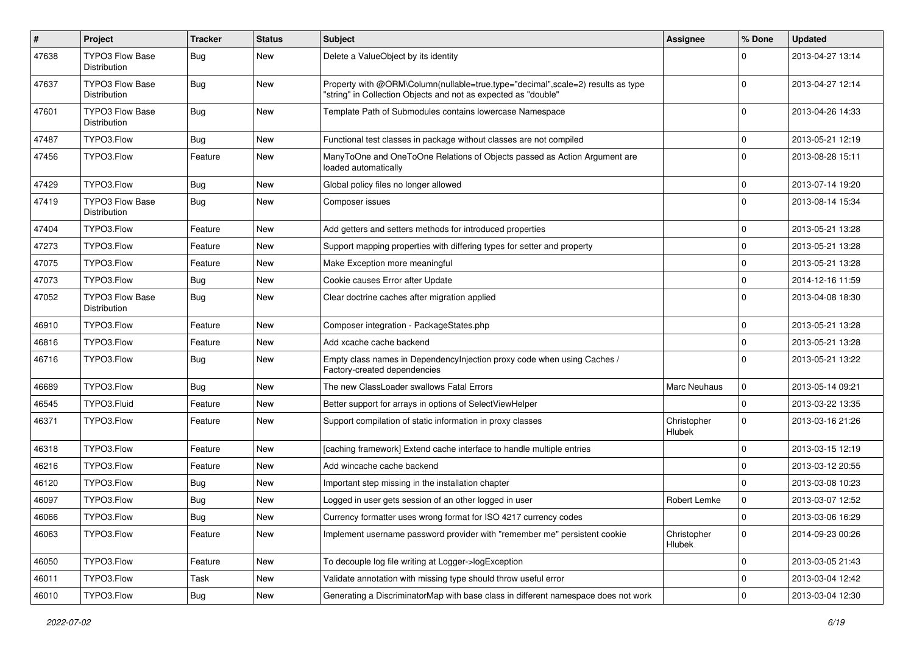| # | Project | Tracker | Status | Subject | Assignee | % Done | Updated |
|---|---|---|---|---|---|---|---|
| 47638 | TYPO3 Flow Base Distribution | Bug | New | Delete a ValueObject by its identity | | 0 | 2013-04-27 13:14 |
| 47637 | TYPO3 Flow Base Distribution | Bug | New | Property with @ORM\Column(nullable=true,type="decimal",scale=2) results as type "string" in Collection Objects and not as expected as "double" | | 0 | 2013-04-27 12:14 |
| 47601 | TYPO3 Flow Base Distribution | Bug | New | Template Path of Submodules contains lowercase Namespace | | 0 | 2013-04-26 14:33 |
| 47487 | TYPO3.Flow | Bug | New | Functional test classes in package without classes are not compiled | | 0 | 2013-05-21 12:19 |
| 47456 | TYPO3.Flow | Feature | New | ManyToOne and OneToOne Relations of Objects passed as Action Argument are loaded automatically | | 0 | 2013-08-28 15:11 |
| 47429 | TYPO3.Flow | Bug | New | Global policy files no longer allowed | | 0 | 2013-07-14 19:20 |
| 47419 | TYPO3 Flow Base Distribution | Bug | New | Composer issues | | 0 | 2013-08-14 15:34 |
| 47404 | TYPO3.Flow | Feature | New | Add getters and setters methods for introduced properties | | 0 | 2013-05-21 13:28 |
| 47273 | TYPO3.Flow | Feature | New | Support mapping properties with differing types for setter and property | | 0 | 2013-05-21 13:28 |
| 47075 | TYPO3.Flow | Feature | New | Make Exception more meaningful | | 0 | 2013-05-21 13:28 |
| 47073 | TYPO3.Flow | Bug | New | Cookie causes Error after Update | | 0 | 2014-12-16 11:59 |
| 47052 | TYPO3 Flow Base Distribution | Bug | New | Clear doctrine caches after migration applied | | 0 | 2013-04-08 18:30 |
| 46910 | TYPO3.Flow | Feature | New | Composer integration - PackageStates.php | | 0 | 2013-05-21 13:28 |
| 46816 | TYPO3.Flow | Feature | New | Add xcache cache backend | | 0 | 2013-05-21 13:28 |
| 46716 | TYPO3.Flow | Bug | New | Empty class names in DependencyInjection proxy code when using Caches / Factory-created dependencies | | 0 | 2013-05-21 13:22 |
| 46689 | TYPO3.Flow | Bug | New | The new ClassLoader swallows Fatal Errors | Marc Neuhaus | 0 | 2013-05-14 09:21 |
| 46545 | TYPO3.Fluid | Feature | New | Better support for arrays in options of SelectViewHelper | | 0 | 2013-03-22 13:35 |
| 46371 | TYPO3.Flow | Feature | New | Support compilation of static information in proxy classes | Christopher Hlubek | 0 | 2013-03-16 21:26 |
| 46318 | TYPO3.Flow | Feature | New | [caching framework] Extend cache interface to handle multiple entries | | 0 | 2013-03-15 12:19 |
| 46216 | TYPO3.Flow | Feature | New | Add wincache cache backend | | 0 | 2013-03-12 20:55 |
| 46120 | TYPO3.Flow | Bug | New | Important step missing in the installation chapter | | 0 | 2013-03-08 10:23 |
| 46097 | TYPO3.Flow | Bug | New | Logged in user gets session of an other logged in user | Robert Lemke | 0 | 2013-03-07 12:52 |
| 46066 | TYPO3.Flow | Bug | New | Currency formatter uses wrong format for ISO 4217 currency codes | | 0 | 2013-03-06 16:29 |
| 46063 | TYPO3.Flow | Feature | New | Implement username password provider with "remember me" persistent cookie | Christopher Hlubek | 0 | 2014-09-23 00:26 |
| 46050 | TYPO3.Flow | Feature | New | To decouple log file writing at Logger->logException | | 0 | 2013-03-05 21:43 |
| 46011 | TYPO3.Flow | Task | New | Validate annotation with missing type should throw useful error | | 0 | 2013-03-04 12:42 |
| 46010 | TYPO3.Flow | Bug | New | Generating a DiscriminatorMap with base class in different namespace does not work | | 0 | 2013-03-04 12:30 |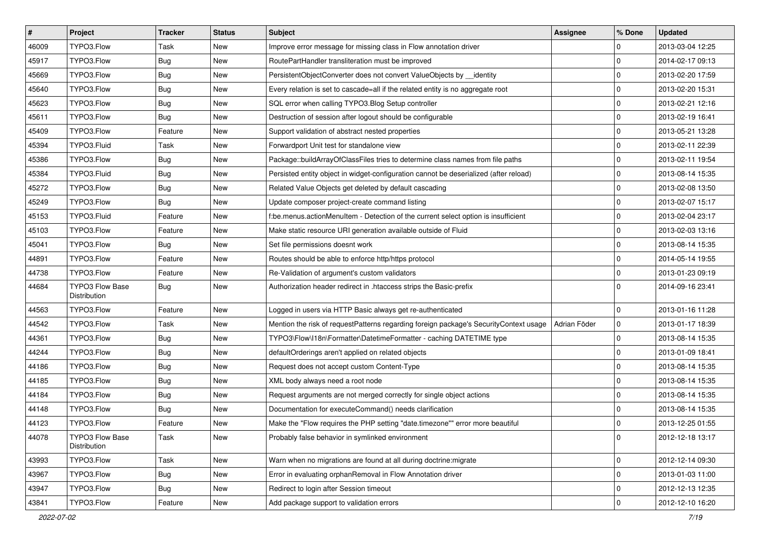| # | Project | Tracker | Status | Subject | Assignee | % Done | Updated |
|---|---|---|---|---|---|---|---|
| 46009 | TYPO3.Flow | Task | New | Improve error message for missing class in Flow annotation driver | | 0 | 2013-03-04 12:25 |
| 45917 | TYPO3.Flow | Bug | New | RoutePartHandler transliteration must be improved | | 0 | 2014-02-17 09:13 |
| 45669 | TYPO3.Flow | Bug | New | PersistentObjectConverter does not convert ValueObjects by __identity | | 0 | 2013-02-20 17:59 |
| 45640 | TYPO3.Flow | Bug | New | Every relation is set to cascade=all if the related entity is no aggregate root | | 0 | 2013-02-20 15:31 |
| 45623 | TYPO3.Flow | Bug | New | SQL error when calling TYPO3.Blog Setup controller | | 0 | 2013-02-21 12:16 |
| 45611 | TYPO3.Flow | Bug | New | Destruction of session after logout should be configurable | | 0 | 2013-02-19 16:41 |
| 45409 | TYPO3.Flow | Feature | New | Support validation of abstract nested properties | | 0 | 2013-05-21 13:28 |
| 45394 | TYPO3.Fluid | Task | New | Forwardport Unit test for standalone view | | 0 | 2013-02-11 22:39 |
| 45386 | TYPO3.Flow | Bug | New | Package::buildArrayOfClassFiles tries to determine class names from file paths | | 0 | 2013-02-11 19:54 |
| 45384 | TYPO3.Fluid | Bug | New | Persisted entity object in widget-configuration cannot be deserialized (after reload) | | 0 | 2013-08-14 15:35 |
| 45272 | TYPO3.Flow | Bug | New | Related Value Objects get deleted by default cascading | | 0 | 2013-02-08 13:50 |
| 45249 | TYPO3.Flow | Bug | New | Update composer project-create command listing | | 0 | 2013-02-07 15:17 |
| 45153 | TYPO3.Fluid | Feature | New | f:be.menus.actionMenuItem - Detection of the current select option is insufficient | | 0 | 2013-02-04 23:17 |
| 45103 | TYPO3.Flow | Feature | New | Make static resource URI generation available outside of Fluid | | 0 | 2013-02-03 13:16 |
| 45041 | TYPO3.Flow | Bug | New | Set file permissions doesnt work | | 0 | 2013-08-14 15:35 |
| 44891 | TYPO3.Flow | Feature | New | Routes should be able to enforce http/https protocol | | 0 | 2014-05-14 19:55 |
| 44738 | TYPO3.Flow | Feature | New | Re-Validation of argument's custom validators | | 0 | 2013-01-23 09:19 |
| 44684 | TYPO3 Flow Base Distribution | Bug | New | Authorization header redirect in .htaccess strips the Basic-prefix | | 0 | 2014-09-16 23:41 |
| 44563 | TYPO3.Flow | Feature | New | Logged in users via HTTP Basic always get re-authenticated | | 0 | 2013-01-16 11:28 |
| 44542 | TYPO3.Flow | Task | New | Mention the risk of requestPatterns regarding foreign package's SecurityContext usage | Adrian Föder | 0 | 2013-01-17 18:39 |
| 44361 | TYPO3.Flow | Bug | New | TYPO3\Flow\I18n\Formatter\DatetimeFormatter - caching DATETIME type | | 0 | 2013-08-14 15:35 |
| 44244 | TYPO3.Flow | Bug | New | defaultOrderings aren't applied on related objects | | 0 | 2013-01-09 18:41 |
| 44186 | TYPO3.Flow | Bug | New | Request does not accept custom Content-Type | | 0 | 2013-08-14 15:35 |
| 44185 | TYPO3.Flow | Bug | New | XML body always need a root node | | 0 | 2013-08-14 15:35 |
| 44184 | TYPO3.Flow | Bug | New | Request arguments are not merged correctly for single object actions | | 0 | 2013-08-14 15:35 |
| 44148 | TYPO3.Flow | Bug | New | Documentation for executeCommand() needs clarification | | 0 | 2013-08-14 15:35 |
| 44123 | TYPO3.Flow | Feature | New | Make the "Flow requires the PHP setting "date.timezone"" error more beautiful | | 0 | 2013-12-25 01:55 |
| 44078 | TYPO3 Flow Base Distribution | Task | New | Probably false behavior in symlinked environment | | 0 | 2012-12-18 13:17 |
| 43993 | TYPO3.Flow | Task | New | Warn when no migrations are found at all during doctrine:migrate | | 0 | 2012-12-14 09:30 |
| 43967 | TYPO3.Flow | Bug | New | Error in evaluating orphanRemoval in Flow Annotation driver | | 0 | 2013-01-03 11:00 |
| 43947 | TYPO3.Flow | Bug | New | Redirect to login after Session timeout | | 0 | 2012-12-13 12:35 |
| 43841 | TYPO3.Flow | Feature | New | Add package support to validation errors | | 0 | 2012-12-10 16:20 |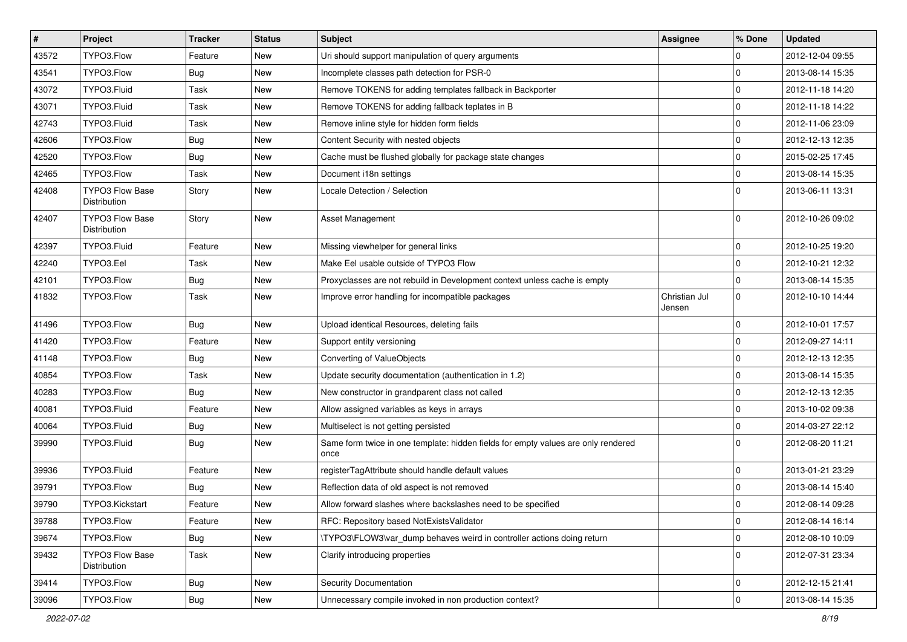| # | Project | Tracker | Status | Subject | Assignee | % Done | Updated |
|---|---|---|---|---|---|---|---|
| 43572 | TYPO3.Flow | Feature | New | Uri should support manipulation of query arguments | | 0 | 2012-12-04 09:55 |
| 43541 | TYPO3.Flow | Bug | New | Incomplete classes path detection for PSR-0 | | 0 | 2013-08-14 15:35 |
| 43072 | TYPO3.Fluid | Task | New | Remove TOKENS for adding templates fallback in Backporter | | 0 | 2012-11-18 14:20 |
| 43071 | TYPO3.Fluid | Task | New | Remove TOKENS for adding fallback teplates in B | | 0 | 2012-11-18 14:22 |
| 42743 | TYPO3.Fluid | Task | New | Remove inline style for hidden form fields | | 0 | 2012-11-06 23:09 |
| 42606 | TYPO3.Flow | Bug | New | Content Security with nested objects | | 0 | 2012-12-13 12:35 |
| 42520 | TYPO3.Flow | Bug | New | Cache must be flushed globally for package state changes | | 0 | 2015-02-25 17:45 |
| 42465 | TYPO3.Flow | Task | New | Document i18n settings | | 0 | 2013-08-14 15:35 |
| 42408 | TYPO3 Flow Base Distribution | Story | New | Locale Detection / Selection | | 0 | 2013-06-11 13:31 |
| 42407 | TYPO3 Flow Base Distribution | Story | New | Asset Management | | 0 | 2012-10-26 09:02 |
| 42397 | TYPO3.Fluid | Feature | New | Missing viewhelper for general links | | 0 | 2012-10-25 19:20 |
| 42240 | TYPO3.Eel | Task | New | Make Eel usable outside of TYPO3 Flow | | 0 | 2012-10-21 12:32 |
| 42101 | TYPO3.Flow | Bug | New | Proxyclasses are not rebuild in Development context unless cache is empty | | 0 | 2013-08-14 15:35 |
| 41832 | TYPO3.Flow | Task | New | Improve error handling for incompatible packages | Christian Jul Jensen | 0 | 2012-10-10 14:44 |
| 41496 | TYPO3.Flow | Bug | New | Upload identical Resources, deleting fails | | 0 | 2012-10-01 17:57 |
| 41420 | TYPO3.Flow | Feature | New | Support entity versioning | | 0 | 2012-09-27 14:11 |
| 41148 | TYPO3.Flow | Bug | New | Converting of ValueObjects | | 0 | 2012-12-13 12:35 |
| 40854 | TYPO3.Flow | Task | New | Update security documentation (authentication in 1.2) | | 0 | 2013-08-14 15:35 |
| 40283 | TYPO3.Flow | Bug | New | New constructor in grandparent class not called | | 0 | 2012-12-13 12:35 |
| 40081 | TYPO3.Fluid | Feature | New | Allow assigned variables as keys in arrays | | 0 | 2013-10-02 09:38 |
| 40064 | TYPO3.Fluid | Bug | New | Multiselect is not getting persisted | | 0 | 2014-03-27 22:12 |
| 39990 | TYPO3.Fluid | Bug | New | Same form twice in one template: hidden fields for empty values are only rendered once | | 0 | 2012-08-20 11:21 |
| 39936 | TYPO3.Fluid | Feature | New | registerTagAttribute should handle default values | | 0 | 2013-01-21 23:29 |
| 39791 | TYPO3.Flow | Bug | New | Reflection data of old aspect is not removed | | 0 | 2013-08-14 15:40 |
| 39790 | TYPO3.Kickstart | Feature | New | Allow forward slashes where backslashes need to be specified | | 0 | 2012-08-14 09:28 |
| 39788 | TYPO3.Flow | Feature | New | RFC: Repository based NotExistsValidator | | 0 | 2012-08-14 16:14 |
| 39674 | TYPO3.Flow | Bug | New | \TYPO3\FLOW3\var_dump behaves weird in controller actions doing return | | 0 | 2012-08-10 10:09 |
| 39432 | TYPO3 Flow Base Distribution | Task | New | Clarify introducing properties | | 0 | 2012-07-31 23:34 |
| 39414 | TYPO3.Flow | Bug | New | Security Documentation | | 0 | 2012-12-15 21:41 |
| 39096 | TYPO3.Flow | Bug | New | Unnecessary compile invoked in non production context? | | 0 | 2013-08-14 15:35 |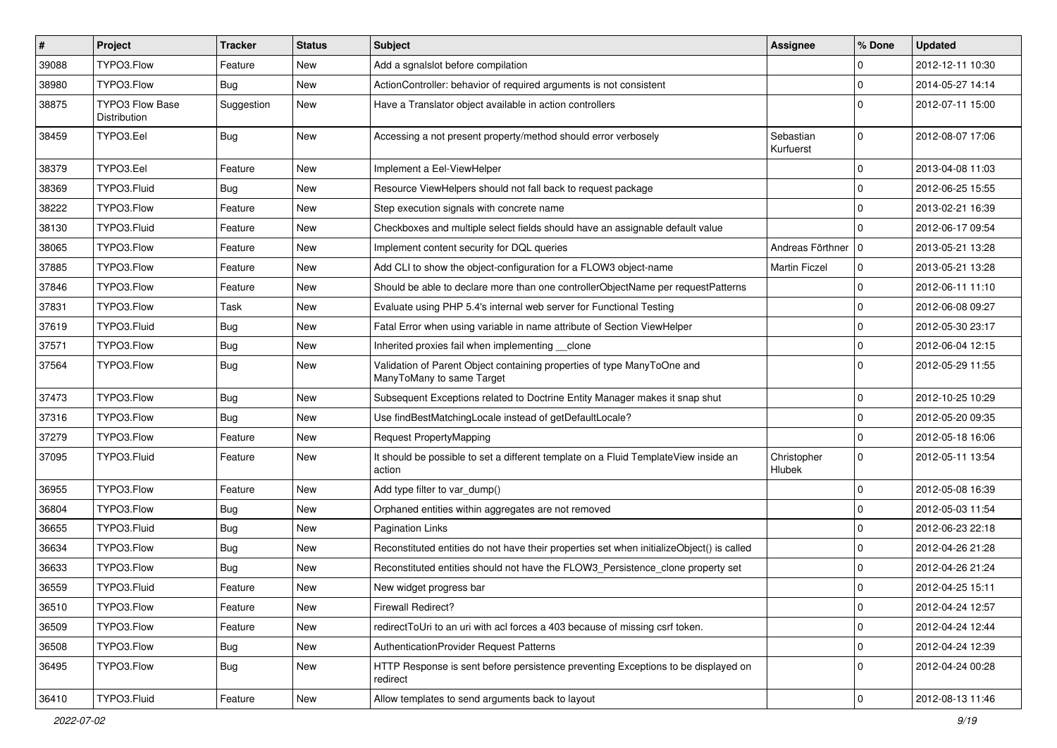| # | Project | Tracker | Status | Subject | Assignee | % Done | Updated |
|---|---|---|---|---|---|---|---|
| 39088 | TYPO3.Flow | Feature | New | Add a sgnalslot before compilation | | 0 | 2012-12-11 10:30 |
| 38980 | TYPO3.Flow | Bug | New | ActionController: behavior of required arguments is not consistent | | 0 | 2014-05-27 14:14 |
| 38875 | TYPO3 Flow Base Distribution | Suggestion | New | Have a Translator object available in action controllers | | 0 | 2012-07-11 15:00 |
| 38459 | TYPO3.Eel | Bug | New | Accessing a not present property/method should error verbosely | Sebastian Kurfuerst | 0 | 2012-08-07 17:06 |
| 38379 | TYPO3.Eel | Feature | New | Implement a Eel-ViewHelper | | 0 | 2013-04-08 11:03 |
| 38369 | TYPO3.Fluid | Bug | New | Resource ViewHelpers should not fall back to request package | | 0 | 2012-06-25 15:55 |
| 38222 | TYPO3.Flow | Feature | New | Step execution signals with concrete name | | 0 | 2013-02-21 16:39 |
| 38130 | TYPO3.Fluid | Feature | New | Checkboxes and multiple select fields should have an assignable default value | | 0 | 2012-06-17 09:54 |
| 38065 | TYPO3.Flow | Feature | New | Implement content security for DQL queries | Andreas Förthner | 0 | 2013-05-21 13:28 |
| 37885 | TYPO3.Flow | Feature | New | Add CLI to show the object-configuration for a FLOW3 object-name | Martin Ficzel | 0 | 2013-05-21 13:28 |
| 37846 | TYPO3.Flow | Feature | New | Should be able to declare more than one controllerObjectName per requestPatterns | | 0 | 2012-06-11 11:10 |
| 37831 | TYPO3.Flow | Task | New | Evaluate using PHP 5.4's internal web server for Functional Testing | | 0 | 2012-06-08 09:27 |
| 37619 | TYPO3.Fluid | Bug | New | Fatal Error when using variable in name attribute of Section ViewHelper | | 0 | 2012-05-30 23:17 |
| 37571 | TYPO3.Flow | Bug | New | Inherited proxies fail when implementing __clone | | 0 | 2012-06-04 12:15 |
| 37564 | TYPO3.Flow | Bug | New | Validation of Parent Object containing properties of type ManyToOne and ManyToMany to same Target | | 0 | 2012-05-29 11:55 |
| 37473 | TYPO3.Flow | Bug | New | Subsequent Exceptions related to Doctrine Entity Manager makes it snap shut | | 0 | 2012-10-25 10:29 |
| 37316 | TYPO3.Flow | Bug | New | Use findBestMatchingLocale instead of getDefaultLocale? | | 0 | 2012-05-20 09:35 |
| 37279 | TYPO3.Flow | Feature | New | Request PropertyMapping | | 0 | 2012-05-18 16:06 |
| 37095 | TYPO3.Fluid | Feature | New | It should be possible to set a different template on a Fluid TemplateView inside an action | Christopher Hlubek | 0 | 2012-05-11 13:54 |
| 36955 | TYPO3.Flow | Feature | New | Add type filter to var_dump() | | 0 | 2012-05-08 16:39 |
| 36804 | TYPO3.Flow | Bug | New | Orphaned entities within aggregates are not removed | | 0 | 2012-05-03 11:54 |
| 36655 | TYPO3.Fluid | Bug | New | Pagination Links | | 0 | 2012-06-23 22:18 |
| 36634 | TYPO3.Flow | Bug | New | Reconstituted entities do not have their properties set when initializeObject() is called | | 0 | 2012-04-26 21:28 |
| 36633 | TYPO3.Flow | Bug | New | Reconstituted entities should not have the FLOW3_Persistence_clone property set | | 0 | 2012-04-26 21:24 |
| 36559 | TYPO3.Fluid | Feature | New | New widget progress bar | | 0 | 2012-04-25 15:11 |
| 36510 | TYPO3.Flow | Feature | New | Firewall Redirect? | | 0 | 2012-04-24 12:57 |
| 36509 | TYPO3.Flow | Feature | New | redirectToUri to an uri with acl forces a 403 because of missing csrf token. | | 0 | 2012-04-24 12:44 |
| 36508 | TYPO3.Flow | Bug | New | AuthenticationProvider Request Patterns | | 0 | 2012-04-24 12:39 |
| 36495 | TYPO3.Flow | Bug | New | HTTP Response is sent before persistence preventing Exceptions to be displayed on redirect | | 0 | 2012-04-24 00:28 |
| 36410 | TYPO3.Fluid | Feature | New | Allow templates to send arguments back to layout | | 0 | 2012-08-13 11:46 |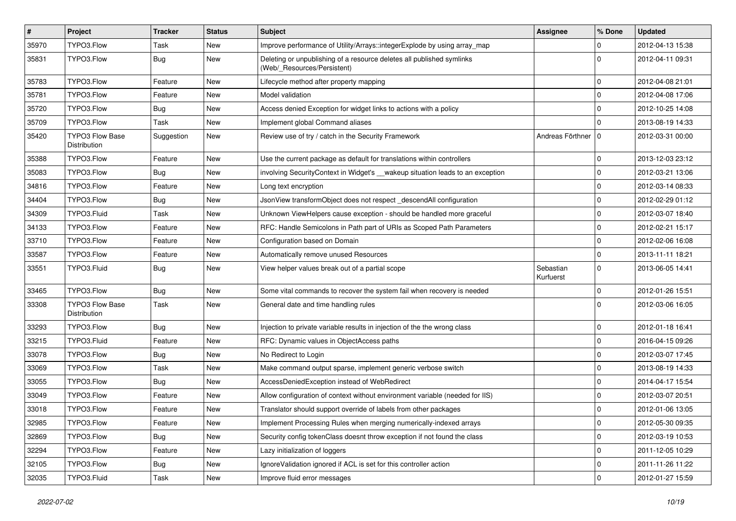| # | Project | Tracker | Status | Subject | Assignee | % Done | Updated |
|---|---|---|---|---|---|---|---|
| 35970 | TYPO3.Flow | Task | New | Improve performance of Utility/Arrays::integerExplode by using array_map | | 0 | 2012-04-13 15:38 |
| 35831 | TYPO3.Flow | Bug | New | Deleting or unpublishing of a resource deletes all published symlinks (Web/_Resources/Persistent) | | 0 | 2012-04-11 09:31 |
| 35783 | TYPO3.Flow | Feature | New | Lifecycle method after property mapping | | 0 | 2012-04-08 21:01 |
| 35781 | TYPO3.Flow | Feature | New | Model validation | | 0 | 2012-04-08 17:06 |
| 35720 | TYPO3.Flow | Bug | New | Access denied Exception for widget links to actions with a policy | | 0 | 2012-10-25 14:08 |
| 35709 | TYPO3.Flow | Task | New | Implement global Command aliases | | 0 | 2013-08-19 14:33 |
| 35420 | TYPO3 Flow Base Distribution | Suggestion | New | Review use of try / catch in the Security Framework | Andreas Förthner | 0 | 2012-03-31 00:00 |
| 35388 | TYPO3.Flow | Feature | New | Use the current package as default for translations within controllers | | 0 | 2013-12-03 23:12 |
| 35083 | TYPO3.Flow | Bug | New | involving SecurityContext in Widget's __wakeup situation leads to an exception | | 0 | 2012-03-21 13:06 |
| 34816 | TYPO3.Flow | Feature | New | Long text encryption | | 0 | 2012-03-14 08:33 |
| 34404 | TYPO3.Flow | Bug | New | JsonView transformObject does not respect _descendAll configuration | | 0 | 2012-02-29 01:12 |
| 34309 | TYPO3.Fluid | Task | New | Unknown ViewHelpers cause exception - should be handled more graceful | | 0 | 2012-03-07 18:40 |
| 34133 | TYPO3.Flow | Feature | New | RFC: Handle Semicolons in Path part of URIs as Scoped Path Parameters | | 0 | 2012-02-21 15:17 |
| 33710 | TYPO3.Flow | Feature | New | Configuration based on Domain | | 0 | 2012-02-06 16:08 |
| 33587 | TYPO3.Flow | Feature | New | Automatically remove unused Resources | | 0 | 2013-11-11 18:21 |
| 33551 | TYPO3.Fluid | Bug | New | View helper values break out of a partial scope | Sebastian Kurfuerst | 0 | 2013-06-05 14:41 |
| 33465 | TYPO3.Flow | Bug | New | Some vital commands to recover the system fail when recovery is needed | | 0 | 2012-01-26 15:51 |
| 33308 | TYPO3 Flow Base Distribution | Task | New | General date and time handling rules | | 0 | 2012-03-06 16:05 |
| 33293 | TYPO3.Flow | Bug | New | Injection to private variable results in injection of the the wrong class | | 0 | 2012-01-18 16:41 |
| 33215 | TYPO3.Fluid | Feature | New | RFC: Dynamic values in ObjectAccess paths | | 0 | 2016-04-15 09:26 |
| 33078 | TYPO3.Flow | Bug | New | No Redirect to Login | | 0 | 2012-03-07 17:45 |
| 33069 | TYPO3.Flow | Task | New | Make command output sparse, implement generic verbose switch | | 0 | 2013-08-19 14:33 |
| 33055 | TYPO3.Flow | Bug | New | AccessDeniedException instead of WebRedirect | | 0 | 2014-04-17 15:54 |
| 33049 | TYPO3.Flow | Feature | New | Allow configuration of context without environment variable (needed for IIS) | | 0 | 2012-03-07 20:51 |
| 33018 | TYPO3.Flow | Feature | New | Translator should support override of labels from other packages | | 0 | 2012-01-06 13:05 |
| 32985 | TYPO3.Flow | Feature | New | Implement Processing Rules when merging numerically-indexed arrays | | 0 | 2012-05-30 09:35 |
| 32869 | TYPO3.Flow | Bug | New | Security config tokenClass doesnt throw exception if not found the class | | 0 | 2012-03-19 10:53 |
| 32294 | TYPO3.Flow | Feature | New | Lazy initialization of loggers | | 0 | 2011-12-05 10:29 |
| 32105 | TYPO3.Flow | Bug | New | IgnoreValidation ignored if ACL is set for this controller action | | 0 | 2011-11-26 11:22 |
| 32035 | TYPO3.Fluid | Task | New | Improve fluid error messages | | 0 | 2012-01-27 15:59 |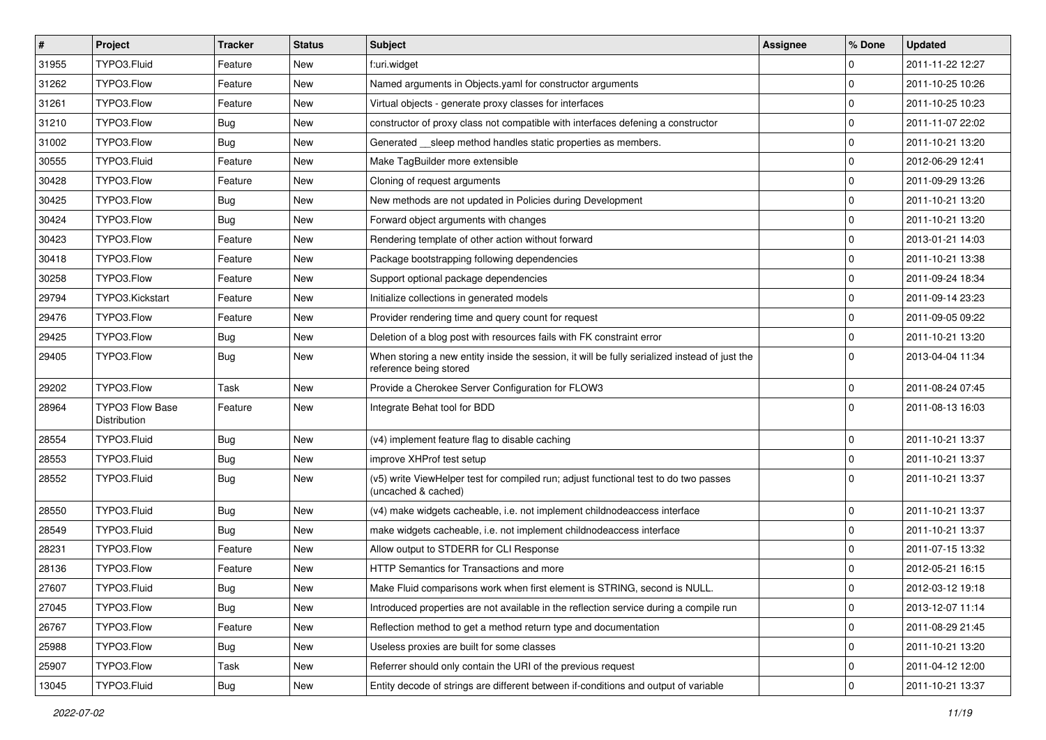| # | Project | Tracker | Status | Subject | Assignee | % Done | Updated |
|---|---|---|---|---|---|---|---|
| 31955 | TYPO3.Fluid | Feature | New | f:uri.widget | | 0 | 2011-11-22 12:27 |
| 31262 | TYPO3.Flow | Feature | New | Named arguments in Objects.yaml for constructor arguments | | 0 | 2011-10-25 10:26 |
| 31261 | TYPO3.Flow | Feature | New | Virtual objects - generate proxy classes for interfaces | | 0 | 2011-10-25 10:23 |
| 31210 | TYPO3.Flow | Bug | New | constructor of proxy class not compatible with interfaces defening a constructor | | 0 | 2011-11-07 22:02 |
| 31002 | TYPO3.Flow | Bug | New | Generated __sleep method handles static properties as members. | | 0 | 2011-10-21 13:20 |
| 30555 | TYPO3.Fluid | Feature | New | Make TagBuilder more extensible | | 0 | 2012-06-29 12:41 |
| 30428 | TYPO3.Flow | Feature | New | Cloning of request arguments | | 0 | 2011-09-29 13:26 |
| 30425 | TYPO3.Flow | Bug | New | New methods are not updated in Policies during Development | | 0 | 2011-10-21 13:20 |
| 30424 | TYPO3.Flow | Bug | New | Forward object arguments with changes | | 0 | 2011-10-21 13:20 |
| 30423 | TYPO3.Flow | Feature | New | Rendering template of other action without forward | | 0 | 2013-01-21 14:03 |
| 30418 | TYPO3.Flow | Feature | New | Package bootstrapping following dependencies | | 0 | 2011-10-21 13:38 |
| 30258 | TYPO3.Flow | Feature | New | Support optional package dependencies | | 0 | 2011-09-24 18:34 |
| 29794 | TYPO3.Kickstart | Feature | New | Initialize collections in generated models | | 0 | 2011-09-14 23:23 |
| 29476 | TYPO3.Flow | Feature | New | Provider rendering time and query count for request | | 0 | 2011-09-05 09:22 |
| 29425 | TYPO3.Flow | Bug | New | Deletion of a blog post with resources fails with FK constraint error | | 0 | 2011-10-21 13:20 |
| 29405 | TYPO3.Flow | Bug | New | When storing a new entity inside the session, it will be fully serialized instead of just the reference being stored | | 0 | 2013-04-04 11:34 |
| 29202 | TYPO3.Flow | Task | New | Provide a Cherokee Server Configuration for FLOW3 | | 0 | 2011-08-24 07:45 |
| 28964 | TYPO3 Flow Base Distribution | Feature | New | Integrate Behat tool for BDD | | 0 | 2011-08-13 16:03 |
| 28554 | TYPO3.Fluid | Bug | New | (v4) implement feature flag to disable caching | | 0 | 2011-10-21 13:37 |
| 28553 | TYPO3.Fluid | Bug | New | improve XHProf test setup | | 0 | 2011-10-21 13:37 |
| 28552 | TYPO3.Fluid | Bug | New | (v5) write ViewHelper test for compiled run; adjust functional test to do two passes (uncached & cached) | | 0 | 2011-10-21 13:37 |
| 28550 | TYPO3.Fluid | Bug | New | (v4) make widgets cacheable, i.e. not implement childnodeaccess interface | | 0 | 2011-10-21 13:37 |
| 28549 | TYPO3.Fluid | Bug | New | make widgets cacheable, i.e. not implement childnodeaccess interface | | 0 | 2011-10-21 13:37 |
| 28231 | TYPO3.Flow | Feature | New | Allow output to STDERR for CLI Response | | 0 | 2011-07-15 13:32 |
| 28136 | TYPO3.Flow | Feature | New | HTTP Semantics for Transactions and more | | 0 | 2012-05-21 16:15 |
| 27607 | TYPO3.Fluid | Bug | New | Make Fluid comparisons work when first element is STRING, second is NULL. | | 0 | 2012-03-12 19:18 |
| 27045 | TYPO3.Flow | Bug | New | Introduced properties are not available in the reflection service during a compile run | | 0 | 2013-12-07 11:14 |
| 26767 | TYPO3.Flow | Feature | New | Reflection method to get a method return type and documentation | | 0 | 2011-08-29 21:45 |
| 25988 | TYPO3.Flow | Bug | New | Useless proxies are built for some classes | | 0 | 2011-10-21 13:20 |
| 25907 | TYPO3.Flow | Task | New | Referrer should only contain the URI of the previous request | | 0 | 2011-04-12 12:00 |
| 13045 | TYPO3.Fluid | Bug | New | Entity decode of strings are different between if-conditions and output of variable | | 0 | 2011-10-21 13:37 |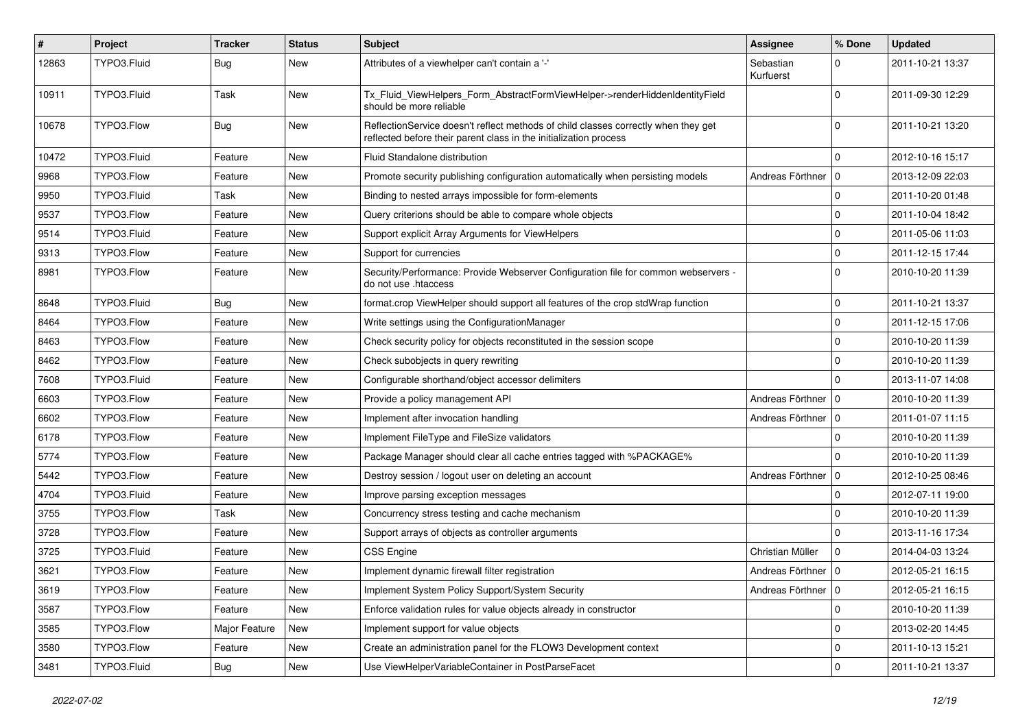| # | Project | Tracker | Status | Subject | Assignee | % Done | Updated |
|---|---|---|---|---|---|---|---|
| 12863 | TYPO3.Fluid | Bug | New | Attributes of a viewhelper can't contain a '-' | Sebastian Kurfuerst | 0 | 2011-10-21 13:37 |
| 10911 | TYPO3.Fluid | Task | New | Tx_Fluid_ViewHelpers_Form_AbstractFormViewHelper->renderHiddenIdentityField should be more reliable | | 0 | 2011-09-30 12:29 |
| 10678 | TYPO3.Flow | Bug | New | ReflectionService doesn't reflect methods of child classes correctly when they get reflected before their parent class in the initialization process | | 0 | 2011-10-21 13:20 |
| 10472 | TYPO3.Fluid | Feature | New | Fluid Standalone distribution | | 0 | 2012-10-16 15:17 |
| 9968 | TYPO3.Flow | Feature | New | Promote security publishing configuration automatically when persisting models | Andreas Förthner | 0 | 2013-12-09 22:03 |
| 9950 | TYPO3.Fluid | Task | New | Binding to nested arrays impossible for form-elements | | 0 | 2011-10-20 01:48 |
| 9537 | TYPO3.Flow | Feature | New | Query criterions should be able to compare whole objects | | 0 | 2011-10-04 18:42 |
| 9514 | TYPO3.Fluid | Feature | New | Support explicit Array Arguments for ViewHelpers | | 0 | 2011-05-06 11:03 |
| 9313 | TYPO3.Flow | Feature | New | Support for currencies | | 0 | 2011-12-15 17:44 |
| 8981 | TYPO3.Flow | Feature | New | Security/Performance: Provide Webserver Configuration file for common webservers - do not use .htaccess | | 0 | 2010-10-20 11:39 |
| 8648 | TYPO3.Fluid | Bug | New | format.crop ViewHelper should support all features of the crop stdWrap function | | 0 | 2011-10-21 13:37 |
| 8464 | TYPO3.Flow | Feature | New | Write settings using the ConfigurationManager | | 0 | 2011-12-15 17:06 |
| 8463 | TYPO3.Flow | Feature | New | Check security policy for objects reconstituted in the session scope | | 0 | 2010-10-20 11:39 |
| 8462 | TYPO3.Flow | Feature | New | Check subobjects in query rewriting | | 0 | 2010-10-20 11:39 |
| 7608 | TYPO3.Fluid | Feature | New | Configurable shorthand/object accessor delimiters | | 0 | 2013-11-07 14:08 |
| 6603 | TYPO3.Flow | Feature | New | Provide a policy management API | Andreas Förthner | 0 | 2010-10-20 11:39 |
| 6602 | TYPO3.Flow | Feature | New | Implement after invocation handling | Andreas Förthner | 0 | 2011-01-07 11:15 |
| 6178 | TYPO3.Flow | Feature | New | Implement FileType and FileSize validators | | 0 | 2010-10-20 11:39 |
| 5774 | TYPO3.Flow | Feature | New | Package Manager should clear all cache entries tagged with %PACKAGE% | | 0 | 2010-10-20 11:39 |
| 5442 | TYPO3.Flow | Feature | New | Destroy session / logout user on deleting an account | Andreas Förthner | 0 | 2012-10-25 08:46 |
| 4704 | TYPO3.Fluid | Feature | New | Improve parsing exception messages | | 0 | 2012-07-11 19:00 |
| 3755 | TYPO3.Flow | Task | New | Concurrency stress testing and cache mechanism | | 0 | 2010-10-20 11:39 |
| 3728 | TYPO3.Flow | Feature | New | Support arrays of objects as controller arguments | | 0 | 2013-11-16 17:34 |
| 3725 | TYPO3.Fluid | Feature | New | CSS Engine | Christian Müller | 0 | 2014-04-03 13:24 |
| 3621 | TYPO3.Flow | Feature | New | Implement dynamic firewall filter registration | Andreas Förthner | 0 | 2012-05-21 16:15 |
| 3619 | TYPO3.Flow | Feature | New | Implement System Policy Support/System Security | Andreas Förthner | 0 | 2012-05-21 16:15 |
| 3587 | TYPO3.Flow | Feature | New | Enforce validation rules for value objects already in constructor | | 0 | 2010-10-20 11:39 |
| 3585 | TYPO3.Flow | Major Feature | New | Implement support for value objects | | 0 | 2013-02-20 14:45 |
| 3580 | TYPO3.Flow | Feature | New | Create an administration panel for the FLOW3 Development context | | 0 | 2011-10-13 15:21 |
| 3481 | TYPO3.Fluid | Bug | New | Use ViewHelperVariableContainer in PostParseFacet | | 0 | 2011-10-21 13:37 |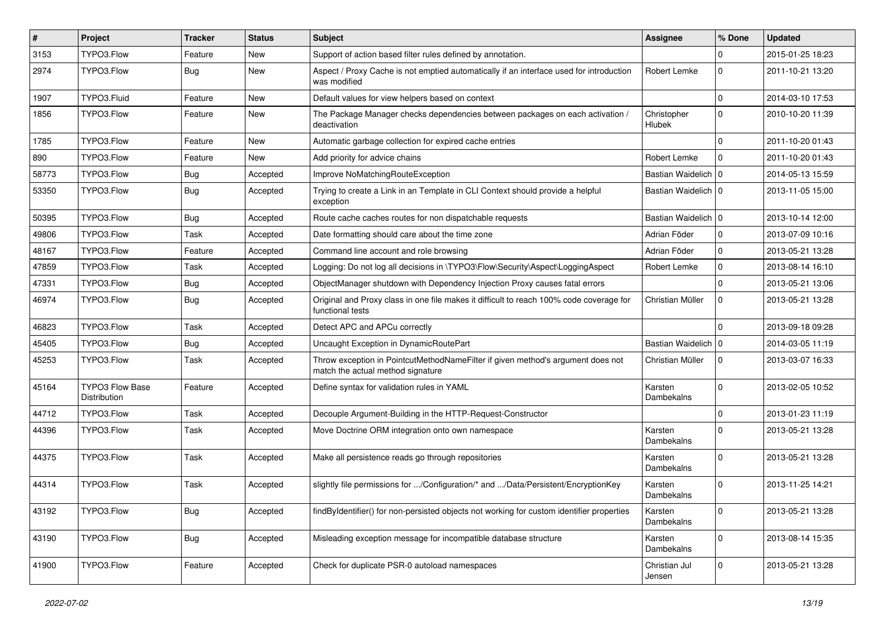| # | Project | Tracker | Status | Subject | Assignee | % Done | Updated |
|---|---|---|---|---|---|---|---|
| 3153 | TYPO3.Flow | Feature | New | Support of action based filter rules defined by annotation. | | 0 | 2015-01-25 18:23 |
| 2974 | TYPO3.Flow | Bug | New | Aspect / Proxy Cache is not emptied automatically if an interface used for introduction was modified | Robert Lemke | 0 | 2011-10-21 13:20 |
| 1907 | TYPO3.Fluid | Feature | New | Default values for view helpers based on context | | 0 | 2014-03-10 17:53 |
| 1856 | TYPO3.Flow | Feature | New | The Package Manager checks dependencies between packages on each activation / deactivation | Christopher Hlubek | 0 | 2010-10-20 11:39 |
| 1785 | TYPO3.Flow | Feature | New | Automatic garbage collection for expired cache entries | | 0 | 2011-10-20 01:43 |
| 890 | TYPO3.Flow | Feature | New | Add priority for advice chains | Robert Lemke | 0 | 2011-10-20 01:43 |
| 58773 | TYPO3.Flow | Bug | Accepted | Improve NoMatchingRouteException | Bastian Waidelich | 0 | 2014-05-13 15:59 |
| 53350 | TYPO3.Flow | Bug | Accepted | Trying to create a Link in an Template in CLI Context should provide a helpful exception | Bastian Waidelich | 0 | 2013-11-05 15:00 |
| 50395 | TYPO3.Flow | Bug | Accepted | Route cache caches routes for non dispatchable requests | Bastian Waidelich | 0 | 2013-10-14 12:00 |
| 49806 | TYPO3.Flow | Task | Accepted | Date formatting should care about the time zone | Adrian Föder | 0 | 2013-07-09 10:16 |
| 48167 | TYPO3.Flow | Feature | Accepted | Command line account and role browsing | Adrian Föder | 0 | 2013-05-21 13:28 |
| 47859 | TYPO3.Flow | Task | Accepted | Logging: Do not log all decisions in \TYPO3\Flow\Security\Aspect\LoggingAspect | Robert Lemke | 0 | 2013-08-14 16:10 |
| 47331 | TYPO3.Flow | Bug | Accepted | ObjectManager shutdown with Dependency Injection Proxy causes fatal errors | | 0 | 2013-05-21 13:06 |
| 46974 | TYPO3.Flow | Bug | Accepted | Original and Proxy class in one file makes it difficult to reach 100% code coverage for functional tests | Christian Müller | 0 | 2013-05-21 13:28 |
| 46823 | TYPO3.Flow | Task | Accepted | Detect APC and APCu correctly | | 0 | 2013-09-18 09:28 |
| 45405 | TYPO3.Flow | Bug | Accepted | Uncaught Exception in DynamicRoutePart | Bastian Waidelich | 0 | 2014-03-05 11:19 |
| 45253 | TYPO3.Flow | Task | Accepted | Throw exception in PointcutMethodNameFilter if given method's argument does not match the actual method signature | Christian Müller | 0 | 2013-03-07 16:33 |
| 45164 | TYPO3 Flow Base Distribution | Feature | Accepted | Define syntax for validation rules in YAML | Karsten Dambekalns | 0 | 2013-02-05 10:52 |
| 44712 | TYPO3.Flow | Task | Accepted | Decouple Argument-Building in the HTTP-Request-Constructor | | 0 | 2013-01-23 11:19 |
| 44396 | TYPO3.Flow | Task | Accepted | Move Doctrine ORM integration onto own namespace | Karsten Dambekalns | 0 | 2013-05-21 13:28 |
| 44375 | TYPO3.Flow | Task | Accepted | Make all persistence reads go through repositories | Karsten Dambekalns | 0 | 2013-05-21 13:28 |
| 44314 | TYPO3.Flow | Task | Accepted | slightly file permissions for .../Configuration/* and .../Data/Persistent/EncryptionKey | Karsten Dambekalns | 0 | 2013-11-25 14:21 |
| 43192 | TYPO3.Flow | Bug | Accepted | findByIdentifier() for non-persisted objects not working for custom identifier properties | Karsten Dambekalns | 0 | 2013-05-21 13:28 |
| 43190 | TYPO3.Flow | Bug | Accepted | Misleading exception message for incompatible database structure | Karsten Dambekalns | 0 | 2013-08-14 15:35 |
| 41900 | TYPO3.Flow | Feature | Accepted | Check for duplicate PSR-0 autoload namespaces | Christian Jul Jensen | 0 | 2013-05-21 13:28 |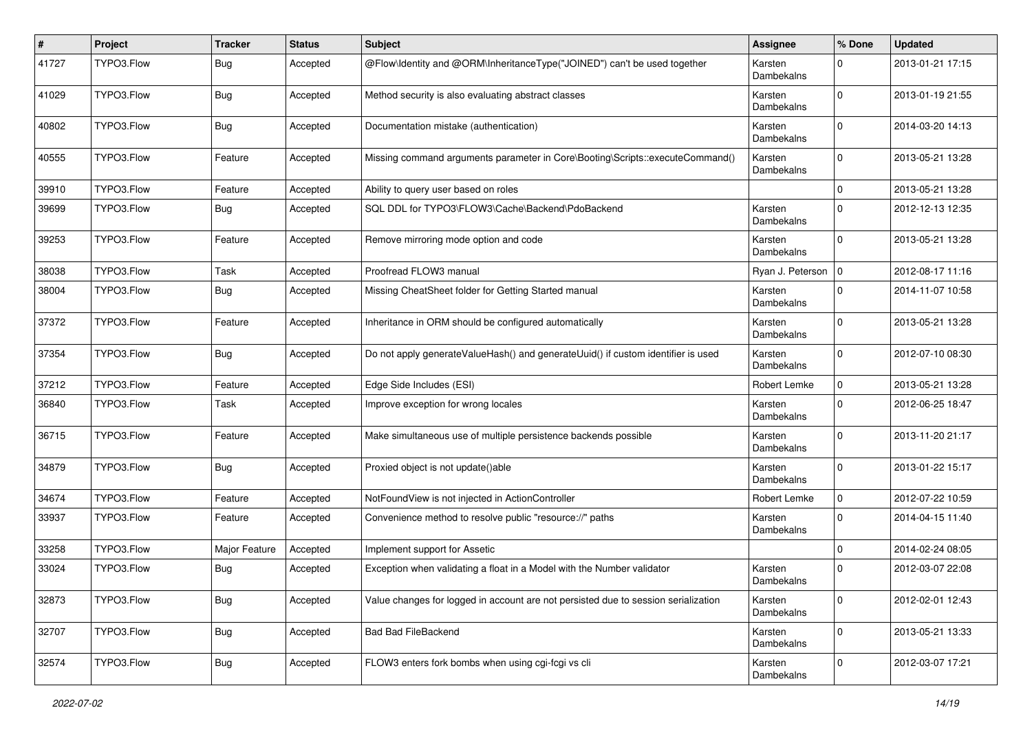| # | Project | Tracker | Status | Subject | Assignee | % Done | Updated |
| --- | --- | --- | --- | --- | --- | --- | --- |
| 41727 | TYPO3.Flow | Bug | Accepted | @Flow\Identity and @ORM\InheritanceType("JOINED") can't be used together | Karsten Dambekalns | 0 | 2013-01-21 17:15 |
| 41029 | TYPO3.Flow | Bug | Accepted | Method security is also evaluating abstract classes | Karsten Dambekalns | 0 | 2013-01-19 21:55 |
| 40802 | TYPO3.Flow | Bug | Accepted | Documentation mistake (authentication) | Karsten Dambekalns | 0 | 2014-03-20 14:13 |
| 40555 | TYPO3.Flow | Feature | Accepted | Missing command arguments parameter in Core\Booting\Scripts::executeCommand() | Karsten Dambekalns | 0 | 2013-05-21 13:28 |
| 39910 | TYPO3.Flow | Feature | Accepted | Ability to query user based on roles | | 0 | 2013-05-21 13:28 |
| 39699 | TYPO3.Flow | Bug | Accepted | SQL DDL for TYPO3\FLOW3\Cache\Backend\PdoBackend | Karsten Dambekalns | 0 | 2012-12-13 12:35 |
| 39253 | TYPO3.Flow | Feature | Accepted | Remove mirroring mode option and code | Karsten Dambekalns | 0 | 2013-05-21 13:28 |
| 38038 | TYPO3.Flow | Task | Accepted | Proofread FLOW3 manual | Ryan J. Peterson | 0 | 2012-08-17 11:16 |
| 38004 | TYPO3.Flow | Bug | Accepted | Missing CheatSheet folder for Getting Started manual | Karsten Dambekalns | 0 | 2014-11-07 10:58 |
| 37372 | TYPO3.Flow | Feature | Accepted | Inheritance in ORM should be configured automatically | Karsten Dambekalns | 0 | 2013-05-21 13:28 |
| 37354 | TYPO3.Flow | Bug | Accepted | Do not apply generateValueHash() and generateUuid() if custom identifier is used | Karsten Dambekalns | 0 | 2012-07-10 08:30 |
| 37212 | TYPO3.Flow | Feature | Accepted | Edge Side Includes (ESI) | Robert Lemke | 0 | 2013-05-21 13:28 |
| 36840 | TYPO3.Flow | Task | Accepted | Improve exception for wrong locales | Karsten Dambekalns | 0 | 2012-06-25 18:47 |
| 36715 | TYPO3.Flow | Feature | Accepted | Make simultaneous use of multiple persistence backends possible | Karsten Dambekalns | 0 | 2013-11-20 21:17 |
| 34879 | TYPO3.Flow | Bug | Accepted | Proxied object is not update()able | Karsten Dambekalns | 0 | 2013-01-22 15:17 |
| 34674 | TYPO3.Flow | Feature | Accepted | NotFoundView is not injected in ActionController | Robert Lemke | 0 | 2012-07-22 10:59 |
| 33937 | TYPO3.Flow | Feature | Accepted | Convenience method to resolve public "resource://" paths | Karsten Dambekalns | 0 | 2014-04-15 11:40 |
| 33258 | TYPO3.Flow | Major Feature | Accepted | Implement support for Assetic | | 0 | 2014-02-24 08:05 |
| 33024 | TYPO3.Flow | Bug | Accepted | Exception when validating a float in a Model with the Number validator | Karsten Dambekalns | 0 | 2012-03-07 22:08 |
| 32873 | TYPO3.Flow | Bug | Accepted | Value changes for logged in account are not persisted due to session serialization | Karsten Dambekalns | 0 | 2012-02-01 12:43 |
| 32707 | TYPO3.Flow | Bug | Accepted | Bad Bad FileBackend | Karsten Dambekalns | 0 | 2013-05-21 13:33 |
| 32574 | TYPO3.Flow | Bug | Accepted | FLOW3 enters fork bombs when using cgi-fcgi vs cli | Karsten Dambekalns | 0 | 2012-03-07 17:21 |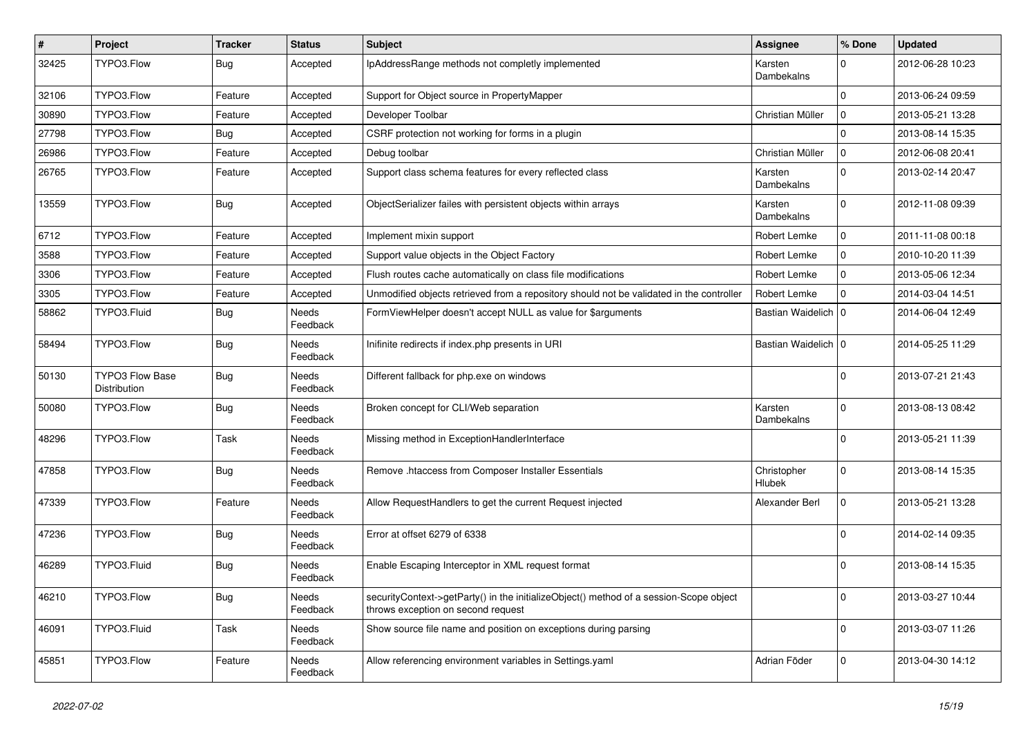| # | Project | Tracker | Status | Subject | Assignee | % Done | Updated |
|---|---|---|---|---|---|---|---|
| 32425 | TYPO3.Flow | Bug | Accepted | IpAddressRange methods not completly implemented | Karsten Dambekalns | 0 | 2012-06-28 10:23 |
| 32106 | TYPO3.Flow | Feature | Accepted | Support for Object source in PropertyMapper | | 0 | 2013-06-24 09:59 |
| 30890 | TYPO3.Flow | Feature | Accepted | Developer Toolbar | Christian Müller | 0 | 2013-05-21 13:28 |
| 27798 | TYPO3.Flow | Bug | Accepted | CSRF protection not working for forms in a plugin | | 0 | 2013-08-14 15:35 |
| 26986 | TYPO3.Flow | Feature | Accepted | Debug toolbar | Christian Müller | 0 | 2012-06-08 20:41 |
| 26765 | TYPO3.Flow | Feature | Accepted | Support class schema features for every reflected class | Karsten Dambekalns | 0 | 2013-02-14 20:47 |
| 13559 | TYPO3.Flow | Bug | Accepted | ObjectSerializer failes with persistent objects within arrays | Karsten Dambekalns | 0 | 2012-11-08 09:39 |
| 6712 | TYPO3.Flow | Feature | Accepted | Implement mixin support | Robert Lemke | 0 | 2011-11-08 00:18 |
| 3588 | TYPO3.Flow | Feature | Accepted | Support value objects in the Object Factory | Robert Lemke | 0 | 2010-10-20 11:39 |
| 3306 | TYPO3.Flow | Feature | Accepted | Flush routes cache automatically on class file modifications | Robert Lemke | 0 | 2013-05-06 12:34 |
| 3305 | TYPO3.Flow | Feature | Accepted | Unmodified objects retrieved from a repository should not be validated in the controller | Robert Lemke | 0 | 2014-03-04 14:51 |
| 58862 | TYPO3.Fluid | Bug | Needs Feedback | FormViewHelper doesn't accept NULL as value for $arguments | Bastian Waidelich | 0 | 2014-06-04 12:49 |
| 58494 | TYPO3.Flow | Bug | Needs Feedback | Inifinite redirects if index.php presents in URI | Bastian Waidelich | 0 | 2014-05-25 11:29 |
| 50130 | TYPO3 Flow Base Distribution | Bug | Needs Feedback | Different fallback for php.exe on windows | | 0 | 2013-07-21 21:43 |
| 50080 | TYPO3.Flow | Bug | Needs Feedback | Broken concept for CLI/Web separation | Karsten Dambekalns | 0 | 2013-08-13 08:42 |
| 48296 | TYPO3.Flow | Task | Needs Feedback | Missing method in ExceptionHandlerInterface | | 0 | 2013-05-21 11:39 |
| 47858 | TYPO3.Flow | Bug | Needs Feedback | Remove .htaccess from Composer Installer Essentials | Christopher Hlubek | 0 | 2013-08-14 15:35 |
| 47339 | TYPO3.Flow | Feature | Needs Feedback | Allow RequestHandlers to get the current Request injected | Alexander Berl | 0 | 2013-05-21 13:28 |
| 47236 | TYPO3.Flow | Bug | Needs Feedback | Error at offset 6279 of 6338 | | 0 | 2014-02-14 09:35 |
| 46289 | TYPO3.Fluid | Bug | Needs Feedback | Enable Escaping Interceptor in XML request format | | 0 | 2013-08-14 15:35 |
| 46210 | TYPO3.Flow | Bug | Needs Feedback | securityContext->getParty() in the initializeObject() method of a session-Scope object throws exception on second request | | 0 | 2013-03-27 10:44 |
| 46091 | TYPO3.Fluid | Task | Needs Feedback | Show source file name and position on exceptions during parsing | | 0 | 2013-03-07 11:26 |
| 45851 | TYPO3.Flow | Feature | Needs Feedback | Allow referencing environment variables in Settings.yaml | Adrian Föder | 0 | 2013-04-30 14:12 |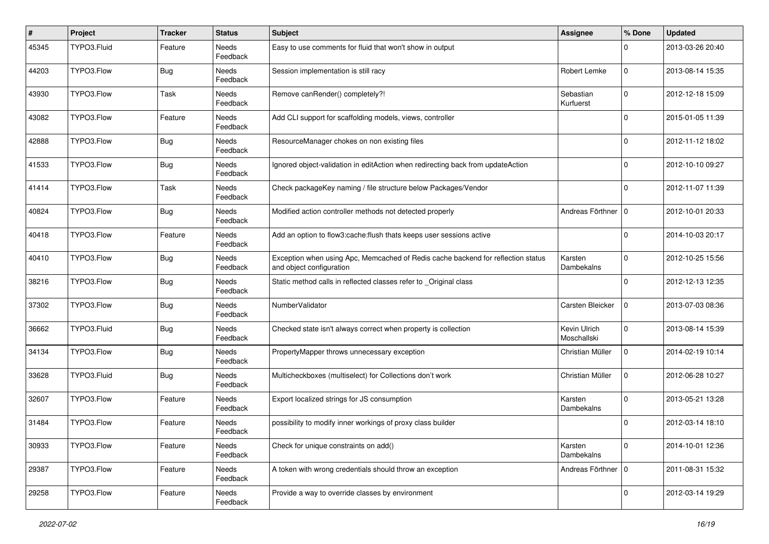| # | Project | Tracker | Status | Subject | Assignee | % Done | Updated |
|---|---|---|---|---|---|---|---|
| 45345 | TYPO3.Fluid | Feature | Needs Feedback | Easy to use comments for fluid that won't show in output | | 0 | 2013-03-26 20:40 |
| 44203 | TYPO3.Flow | Bug | Needs Feedback | Session implementation is still racy | Robert Lemke | 0 | 2013-08-14 15:35 |
| 43930 | TYPO3.Flow | Task | Needs Feedback | Remove canRender() completely?! | Sebastian Kurfuerst | 0 | 2012-12-18 15:09 |
| 43082 | TYPO3.Flow | Feature | Needs Feedback | Add CLI support for scaffolding models, views, controller | | 0 | 2015-01-05 11:39 |
| 42888 | TYPO3.Flow | Bug | Needs Feedback | ResourceManager chokes on non existing files | | 0 | 2012-11-12 18:02 |
| 41533 | TYPO3.Flow | Bug | Needs Feedback | Ignored object-validation in editAction when redirecting back from updateAction | | 0 | 2012-10-10 09:27 |
| 41414 | TYPO3.Flow | Task | Needs Feedback | Check packageKey naming / file structure below Packages/Vendor | | 0 | 2012-11-07 11:39 |
| 40824 | TYPO3.Flow | Bug | Needs Feedback | Modified action controller methods not detected properly | Andreas Förthner | 0 | 2012-10-01 20:33 |
| 40418 | TYPO3.Flow | Feature | Needs Feedback | Add an option to flow3:cache:flush thats keeps user sessions active | | 0 | 2014-10-03 20:17 |
| 40410 | TYPO3.Flow | Bug | Needs Feedback | Exception when using Apc, Memcached of Redis cache backend for reflection status and object configuration | Karsten Dambekalns | 0 | 2012-10-25 15:56 |
| 38216 | TYPO3.Flow | Bug | Needs Feedback | Static method calls in reflected classes refer to _Original class | | 0 | 2012-12-13 12:35 |
| 37302 | TYPO3.Flow | Bug | Needs Feedback | NumberValidator | Carsten Bleicker | 0 | 2013-07-03 08:36 |
| 36662 | TYPO3.Fluid | Bug | Needs Feedback | Checked state isn't always correct when property is collection | Kevin Ulrich Moschallski | 0 | 2013-08-14 15:39 |
| 34134 | TYPO3.Flow | Bug | Needs Feedback | PropertyMapper throws unnecessary exception | Christian Müller | 0 | 2014-02-19 10:14 |
| 33628 | TYPO3.Fluid | Bug | Needs Feedback | Multicheckboxes (multiselect) for Collections don't work | Christian Müller | 0 | 2012-06-28 10:27 |
| 32607 | TYPO3.Flow | Feature | Needs Feedback | Export localized strings for JS consumption | Karsten Dambekalns | 0 | 2013-05-21 13:28 |
| 31484 | TYPO3.Flow | Feature | Needs Feedback | possibility to modify inner workings of proxy class builder | | 0 | 2012-03-14 18:10 |
| 30933 | TYPO3.Flow | Feature | Needs Feedback | Check for unique constraints on add() | Karsten Dambekalns | 0 | 2014-10-01 12:36 |
| 29387 | TYPO3.Flow | Feature | Needs Feedback | A token with wrong credentials should throw an exception | Andreas Förthner | 0 | 2011-08-31 15:32 |
| 29258 | TYPO3.Flow | Feature | Needs Feedback | Provide a way to override classes by environment | | 0 | 2012-03-14 19:29 |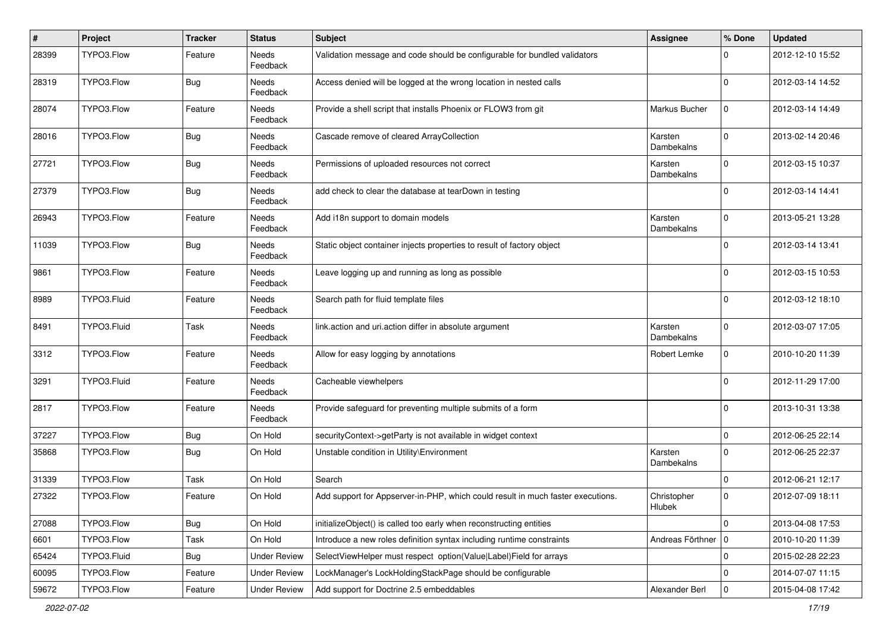| # | Project | Tracker | Status | Subject | Assignee | % Done | Updated |
|---|---|---|---|---|---|---|---|
| 28399 | TYPO3.Flow | Feature | Needs Feedback | Validation message and code should be configurable for bundled validators | | 0 | 2012-12-10 15:52 |
| 28319 | TYPO3.Flow | Bug | Needs Feedback | Access denied will be logged at the wrong location in nested calls | | 0 | 2012-03-14 14:52 |
| 28074 | TYPO3.Flow | Feature | Needs Feedback | Provide a shell script that installs Phoenix or FLOW3 from git | Markus Bucher | 0 | 2012-03-14 14:49 |
| 28016 | TYPO3.Flow | Bug | Needs Feedback | Cascade remove of cleared ArrayCollection | Karsten Dambekalns | 0 | 2013-02-14 20:46 |
| 27721 | TYPO3.Flow | Bug | Needs Feedback | Permissions of uploaded resources not correct | Karsten Dambekalns | 0 | 2012-03-15 10:37 |
| 27379 | TYPO3.Flow | Bug | Needs Feedback | add check to clear the database at tearDown in testing | | 0 | 2012-03-14 14:41 |
| 26943 | TYPO3.Flow | Feature | Needs Feedback | Add i18n support to domain models | Karsten Dambekalns | 0 | 2013-05-21 13:28 |
| 11039 | TYPO3.Flow | Bug | Needs Feedback | Static object container injects properties to result of factory object | | 0 | 2012-03-14 13:41 |
| 9861 | TYPO3.Flow | Feature | Needs Feedback | Leave logging up and running as long as possible | | 0 | 2012-03-15 10:53 |
| 8989 | TYPO3.Fluid | Feature | Needs Feedback | Search path for fluid template files | | 0 | 2012-03-12 18:10 |
| 8491 | TYPO3.Fluid | Task | Needs Feedback | link.action and uri.action differ in absolute argument | Karsten Dambekalns | 0 | 2012-03-07 17:05 |
| 3312 | TYPO3.Flow | Feature | Needs Feedback | Allow for easy logging by annotations | Robert Lemke | 0 | 2010-10-20 11:39 |
| 3291 | TYPO3.Fluid | Feature | Needs Feedback | Cacheable viewhelpers | | 0 | 2012-11-29 17:00 |
| 2817 | TYPO3.Flow | Feature | Needs Feedback | Provide safeguard for preventing multiple submits of a form | | 0 | 2013-10-31 13:38 |
| 37227 | TYPO3.Flow | Bug | On Hold | securityContext->getParty is not available in widget context | | 0 | 2012-06-25 22:14 |
| 35868 | TYPO3.Flow | Bug | On Hold | Unstable condition in Utility\Environment | Karsten Dambekalns | 0 | 2012-06-25 22:37 |
| 31339 | TYPO3.Flow | Task | On Hold | Search | | 0 | 2012-06-21 12:17 |
| 27322 | TYPO3.Flow | Feature | On Hold | Add support for Appserver-in-PHP, which could result in much faster executions. | Christopher Hlubek | 0 | 2012-07-09 18:11 |
| 27088 | TYPO3.Flow | Bug | On Hold | initializeObject() is called too early when reconstructing entities | | 0 | 2013-04-08 17:53 |
| 6601 | TYPO3.Flow | Task | On Hold | Introduce a new roles definition syntax including runtime constraints | Andreas Förthner | 0 | 2010-10-20 11:39 |
| 65424 | TYPO3.Fluid | Bug | Under Review | SelectViewHelper must respect option(Value\|Label)Field for arrays | | 0 | 2015-02-28 22:23 |
| 60095 | TYPO3.Flow | Feature | Under Review | LockManager's LockHoldingStackPage should be configurable | | 0 | 2014-07-07 11:15 |
| 59672 | TYPO3.Flow | Feature | Under Review | Add support for Doctrine 2.5 embeddables | Alexander Berl | 0 | 2015-04-08 17:42 |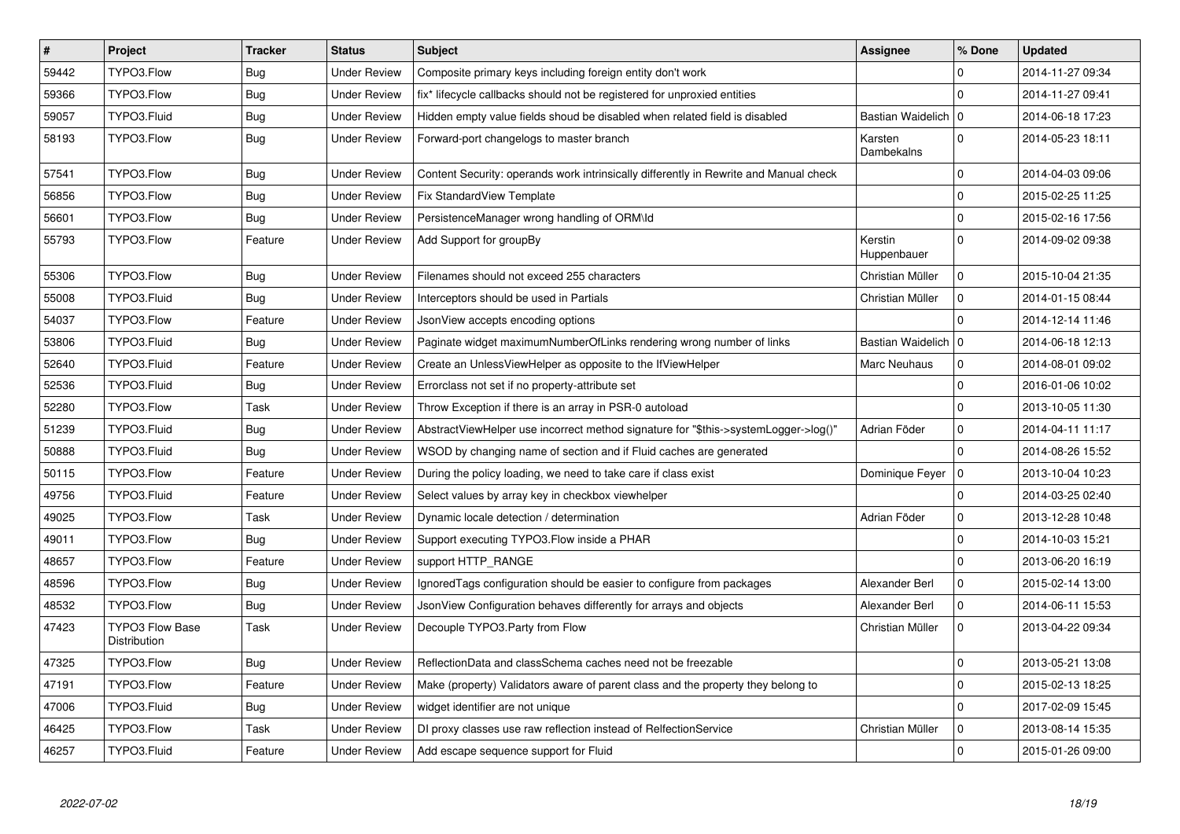| # | Project | Tracker | Status | Subject | Assignee | % Done | Updated |
|---|---|---|---|---|---|---|---|
| 59442 | TYPO3.Flow | Bug | Under Review | Composite primary keys including foreign entity don't work | | 0 | 2014-11-27 09:34 |
| 59366 | TYPO3.Flow | Bug | Under Review | fix* lifecycle callbacks should not be registered for unproxied entities | | 0 | 2014-11-27 09:41 |
| 59057 | TYPO3.Fluid | Bug | Under Review | Hidden empty value fields shoud be disabled when related field is disabled | Bastian Waidelich | 0 | 2014-06-18 17:23 |
| 58193 | TYPO3.Flow | Bug | Under Review | Forward-port changelogs to master branch | Karsten Dambekalns | 0 | 2014-05-23 18:11 |
| 57541 | TYPO3.Flow | Bug | Under Review | Content Security: operands work intrinsically differently in Rewrite and Manual check | | 0 | 2014-04-03 09:06 |
| 56856 | TYPO3.Flow | Bug | Under Review | Fix StandardView Template | | 0 | 2015-02-25 11:25 |
| 56601 | TYPO3.Flow | Bug | Under Review | PersistenceManager wrong handling of ORM\Id | | 0 | 2015-02-16 17:56 |
| 55793 | TYPO3.Flow | Feature | Under Review | Add Support for groupBy | Kerstin Huppenbauer | 0 | 2014-09-02 09:38 |
| 55306 | TYPO3.Flow | Bug | Under Review | Filenames should not exceed 255 characters | Christian Müller | 0 | 2015-10-04 21:35 |
| 55008 | TYPO3.Fluid | Bug | Under Review | Interceptors should be used in Partials | Christian Müller | 0 | 2014-01-15 08:44 |
| 54037 | TYPO3.Flow | Feature | Under Review | JsonView accepts encoding options | | 0 | 2014-12-14 11:46 |
| 53806 | TYPO3.Fluid | Bug | Under Review | Paginate widget maximumNumberOfLinks rendering wrong number of links | Bastian Waidelich | 0 | 2014-06-18 12:13 |
| 52640 | TYPO3.Fluid | Feature | Under Review | Create an UnlessViewHelper as opposite to the IfViewHelper | Marc Neuhaus | 0 | 2014-08-01 09:02 |
| 52536 | TYPO3.Fluid | Bug | Under Review | Errorclass not set if no property-attribute set | | 0 | 2016-01-06 10:02 |
| 52280 | TYPO3.Flow | Task | Under Review | Throw Exception if there is an array in PSR-0 autoload | | 0 | 2013-10-05 11:30 |
| 51239 | TYPO3.Fluid | Bug | Under Review | AbstractViewHelper use incorrect method signature for "$this->systemLogger->log()" | Adrian Föder | 0 | 2014-04-11 11:17 |
| 50888 | TYPO3.Fluid | Bug | Under Review | WSOD by changing name of section and if Fluid caches are generated | | 0 | 2014-08-26 15:52 |
| 50115 | TYPO3.Flow | Feature | Under Review | During the policy loading, we need to take care if class exist | Dominique Feyer | 0 | 2013-10-04 10:23 |
| 49756 | TYPO3.Fluid | Feature | Under Review | Select values by array key in checkbox viewhelper | | 0 | 2014-03-25 02:40 |
| 49025 | TYPO3.Flow | Task | Under Review | Dynamic locale detection / determination | Adrian Föder | 0 | 2013-12-28 10:48 |
| 49011 | TYPO3.Flow | Bug | Under Review | Support executing TYPO3.Flow inside a PHAR | | 0 | 2014-10-03 15:21 |
| 48657 | TYPO3.Flow | Feature | Under Review | support HTTP_RANGE | | 0 | 2013-06-20 16:19 |
| 48596 | TYPO3.Flow | Bug | Under Review | IgnoredTags configuration should be easier to configure from packages | Alexander Berl | 0 | 2015-02-14 13:00 |
| 48532 | TYPO3.Flow | Bug | Under Review | JsonView Configuration behaves differently for arrays and objects | Alexander Berl | 0 | 2014-06-11 15:53 |
| 47423 | TYPO3 Flow Base Distribution | Task | Under Review | Decouple TYPO3.Party from Flow | Christian Müller | 0 | 2013-04-22 09:34 |
| 47325 | TYPO3.Flow | Bug | Under Review | ReflectionData and classSchema caches need not be freezable | | 0 | 2013-05-21 13:08 |
| 47191 | TYPO3.Flow | Feature | Under Review | Make (property) Validators aware of parent class and the property they belong to | | 0 | 2015-02-13 18:25 |
| 47006 | TYPO3.Fluid | Bug | Under Review | widget identifier are not unique | | 0 | 2017-02-09 15:45 |
| 46425 | TYPO3.Flow | Task | Under Review | DI proxy classes use raw reflection instead of RelfectionService | Christian Müller | 0 | 2013-08-14 15:35 |
| 46257 | TYPO3.Fluid | Feature | Under Review | Add escape sequence support for Fluid | | 0 | 2015-01-26 09:00 |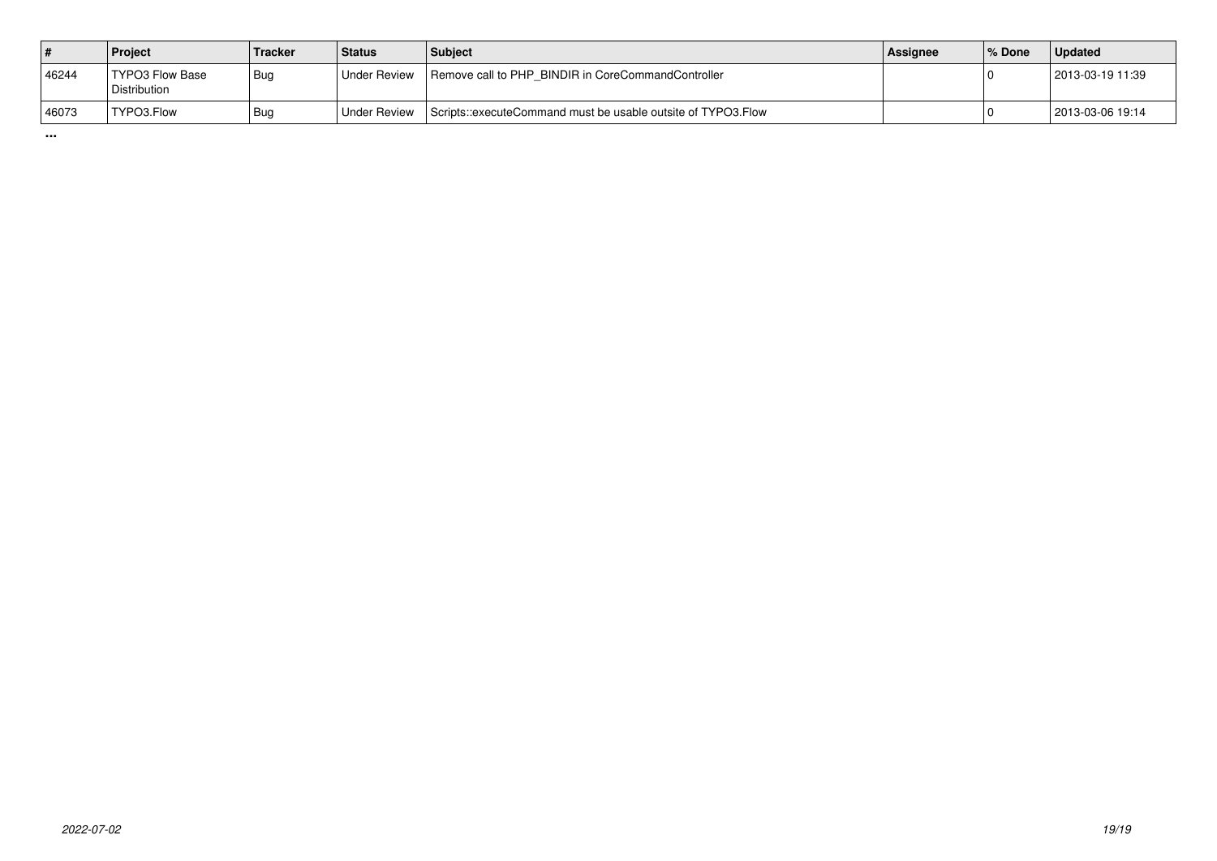| # | Project | Tracker | Status | Subject | Assignee | % Done | Updated |
|---|---|---|---|---|---|---|---|
| 46244 | TYPO3 Flow Base Distribution | Bug | Under Review | Remove call to PHP_BINDIR in CoreCommandController | | 0 | 2013-03-19 11:39 |
| 46073 | TYPO3.Flow | Bug | Under Review | Scripts::executeCommand must be usable outsite of TYPO3.Flow | | 0 | 2013-03-06 19:14 |

...